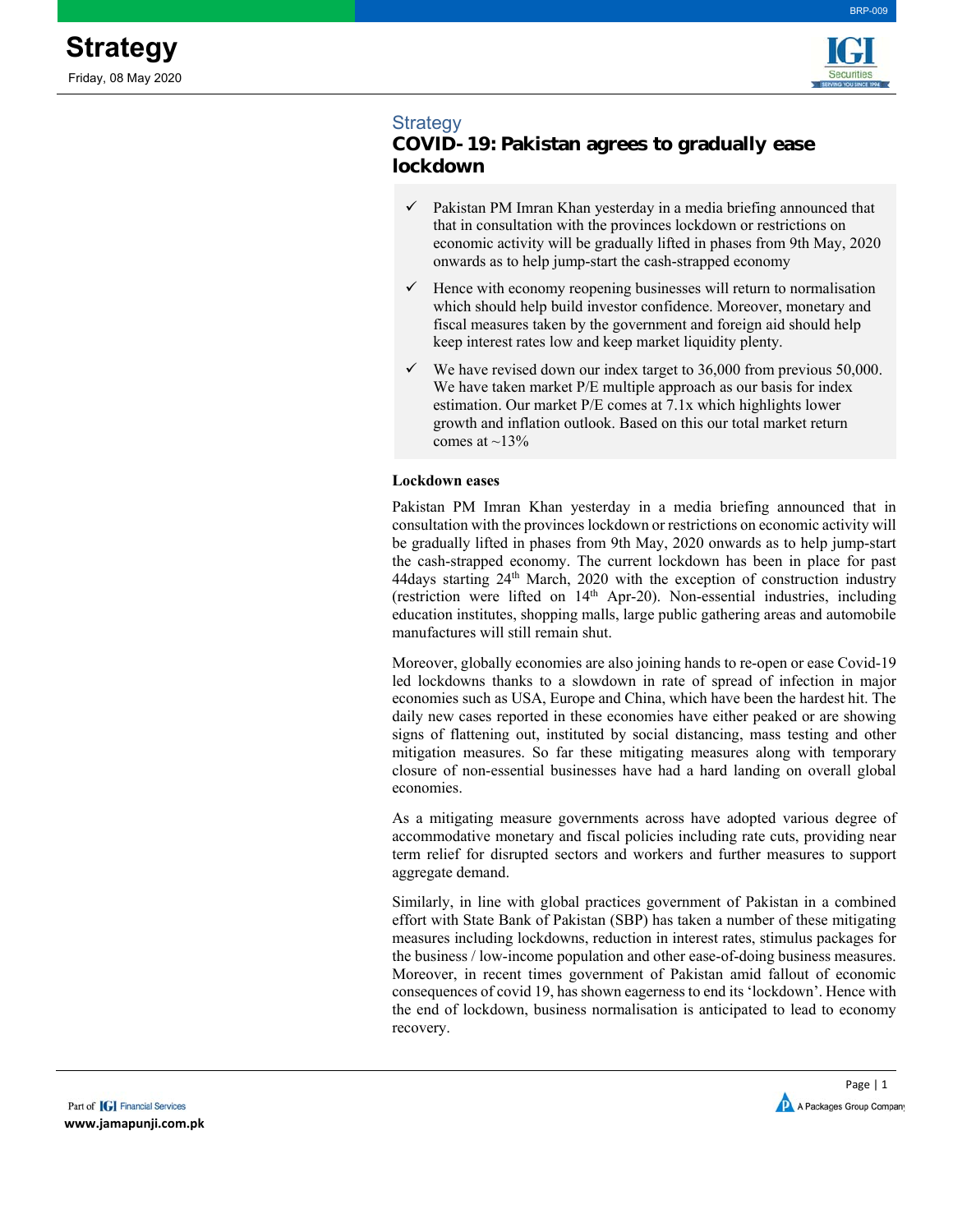# Strategy

Friday, 08 May 2020

## Strategy

## COVID-19: Pakistan agrees to gradually ease lockdown

- ✓ Pakistan PM Imran Khan yesterday in a media briefing announced that that in consultation with the provinces lockdown or restrictions on economic activity will be gradually lifted in phases from 9th May, 2020 onwards as to help jump-start the cash-strapped economy
- ✓ Hence with economy reopening businesses will return to normalisation which should help build investor confidence. Moreover, monetary and fiscal measures taken by the government and foreign aid should help keep interest rates low and keep market liquidity plenty.
- ✓ We have revised down our index target to 36,000 from previous 50,000. We have taken market P/E multiple approach as our basis for index estimation. Our market P/E comes at 7.1x which highlights lower growth and inflation outlook. Based on this our total market return comes at ~13%

**Lockdown eases**

Pakistan PM Imran Khan yesterday in a media briefing announced that in consultation with the provinces lockdown or restrictions on economic activity will be gradually lifted in phases from 9th May, 2020 onwards as to help jump-start the cash-strapped economy. The current lockdown has been in place for past 44days starting 24th March, 2020 with the exception of construction industry (restriction were lifted on 14th Apr-20). Non-essential industries, including education institutes, shopping malls, large public gathering areas and automobile manufactures will still remain shut.

Moreover, globally economies are also joining hands to re-open or ease Covid-19 led lockdowns thanks to a slowdown in rate of spread of infection in major economies such as USA, Europe and China, which have been the hardest hit. The daily new cases reported in these economies have either peaked or are showing signs of flattening out, instituted by social distancing, mass testing and other mitigation measures. So far these mitigating measures along with temporary closure of non-essential businesses have had a hard landing on overall global economies.

As a mitigating measure governments across have adopted various degree of accommodative monetary and fiscal policies including rate cuts, providing near term relief for disrupted sectors and workers and further measures to support aggregate demand.

Similarly, in line with global practices government of Pakistan in a combined effort with State Bank of Pakistan (SBP) has taken a number of these mitigating measures including lockdowns, reduction in interest rates, stimulus packages for the business / low-income population and other ease-of-doing business measures. Moreover, in recent times government of Pakistan amid fallout of economic consequences of covid 19, has shown eagerness to end its 'lockdown'. Hence with the end of lockdown, business normalisation is anticipated to lead to economy recovery.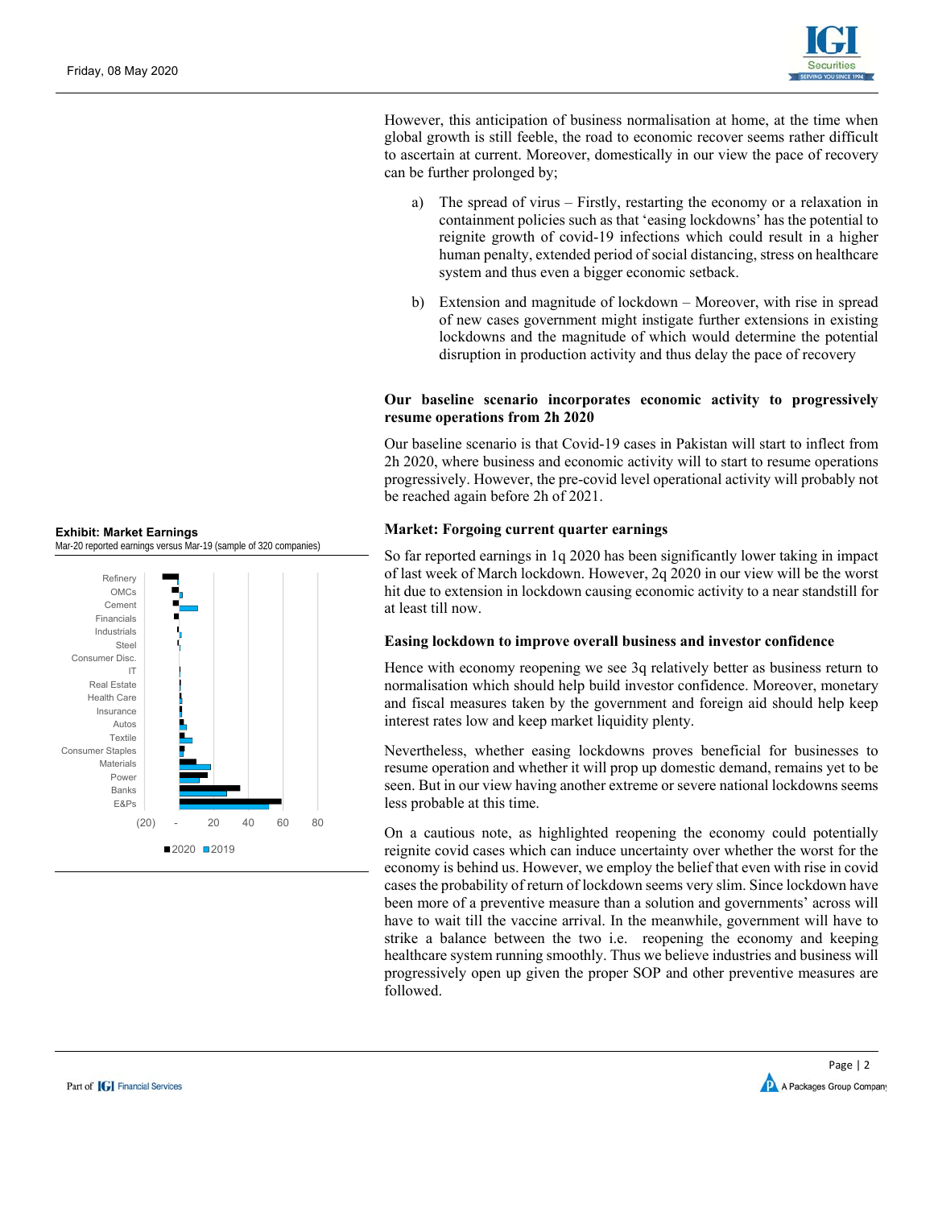However, this anticipation of business normalisation at home, at the time when global growth is still feeble, the road to economic recover seems rather difficult to ascertain at current. Moreover, domestically in our view the pace of recovery can be further prolonged by;

a) The spread of virus – Firstly, restarting the economy or a relaxation in containment policies such as that 'easing lockdowns' has the potential to reignite growth of covid-19 infections which could result in a higher human penalty, extended period of social distancing, stress on healthcare system and thus even a bigger economic setback.

b) Extension and magnitude of lockdown – Moreover, with rise in spread of new cases government might instigate further extensions in existing lockdowns and the magnitude of which would determine the potential disruption in production activity and thus delay the pace of recovery

**Our baseline scenario incorporates economic activity to progressively resume operations from 2h 2020**

Our baseline scenario is that Covid-19 cases in Pakistan will start to inflect from 2h 2020, where business and economic activity will to start to resume operations progressively. However, the pre-covid level operational activity will probably not be reached again before 2h of 2021.

**Exhibit: Market Earnings**
Mar-20 reported earnings versus Mar-19 (sample of 320 companies)

Sectors: Refinery, OMCs, Cement, Financials, Industrials, Steel, Consumer Disc., IT, Real Estate, Health Care, Insurance, Autos, Textile, Consumer Staples, Materials, Power, Banks, E&Ps

Axis: (20), -, 20, 40, 60, 80

■2020 ■2019

**Market: Forgoing current quarter earnings**

So far reported earnings in 1q 2020 has been significantly lower taking in impact of last week of March lockdown. However, 2q 2020 in our view will be the worst hit due to extension in lockdown causing economic activity to a near standstill for at least till now.

**Easing lockdown to improve overall business and investor confidence**

Hence with economy reopening we see 3q relatively better as business return to normalisation which should help build investor confidence. Moreover, monetary and fiscal measures taken by the government and foreign aid should help keep interest rates low and keep market liquidity plenty.

Nevertheless, whether easing lockdowns proves beneficial for businesses to resume operation and whether it will prop up domestic demand, remains yet to be seen. But in our view having another extreme or severe national lockdowns seems less probable at this time.

On a cautious note, as highlighted reopening the economy could potentially reignite covid cases which can induce uncertainty over whether the worst for the economy is behind us. However, we employ the belief that even with rise in covid cases the probability of return of lockdown seems very slim. Since lockdown have been more of a preventive measure than a solution and governments' across will have to wait till the vaccine arrival. In the meanwhile, government will have to strike a balance between the two i.e. reopening the economy and keeping healthcare system running smoothly. Thus we believe industries and business will progressively open up given the proper SOP and other preventive measures are followed.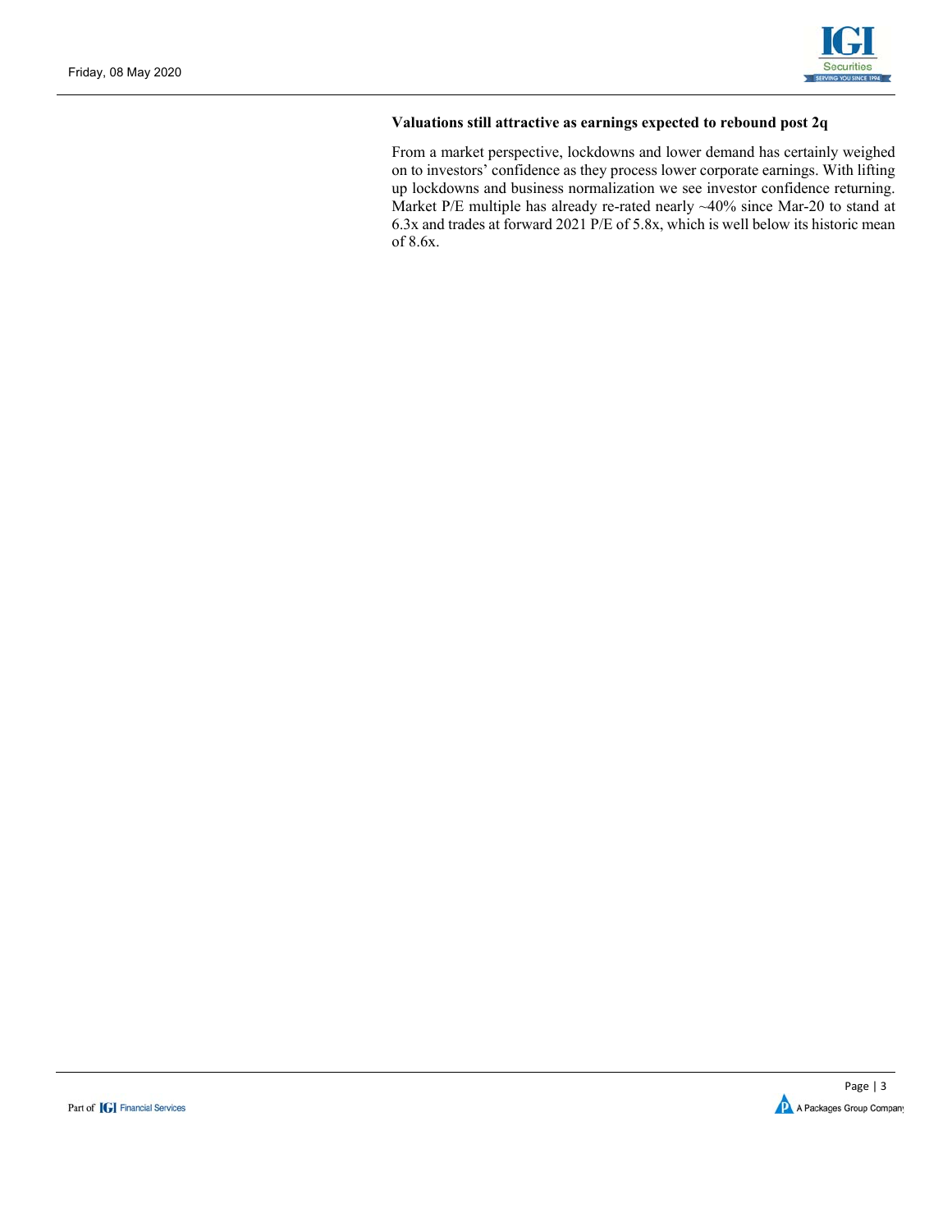**Valuations still attractive as earnings expected to rebound post 2q**

From a market perspective, lockdowns and lower demand has certainly weighed on to investors' confidence as they process lower corporate earnings. With lifting up lockdowns and business normalization we see investor confidence returning. Market P/E multiple has already re-rated nearly ~40% since Mar-20 to stand at 6.3x and trades at forward 2021 P/E of 5.8x, which is well below its historic mean of 8.6x.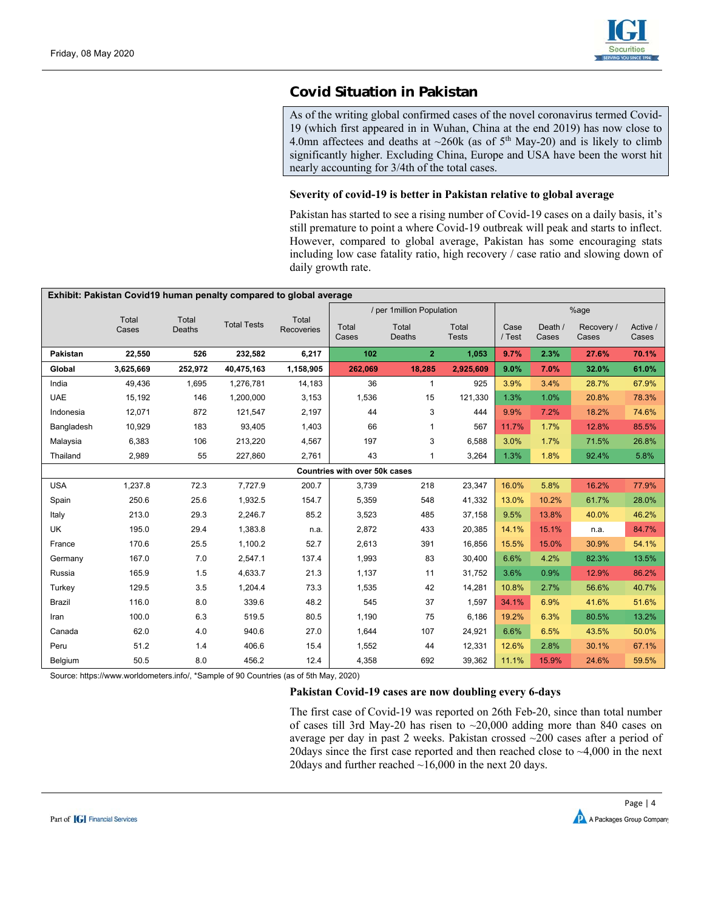## Covid Situation in Pakistan

As of the writing global confirmed cases of the novel coronavirus termed Covid-19 (which first appeared in in Wuhan, China at the end 2019) has now close to 4.0mn affectees and deaths at ~260k (as of 5th May-20) and is likely to climb significantly higher. Excluding China, Europe and USA have been the worst hit nearly accounting for 3/4th of the total cases.

**Severity of covid-19 is better in Pakistan relative to global average**

Pakistan has started to see a rising number of Covid-19 cases on a daily basis, it's still premature to point a where Covid-19 outbreak will peak and starts to inflect. However, compared to global average, Pakistan has some encouraging stats including low case fatality ratio, high recovery / case ratio and slowing down of daily growth rate.

**Exhibit: Pakistan Covid19 human penalty compared to global average**

| | Total Cases | Total Deaths | Total Tests | Total Recoveries | / per 1million Population | | | %age | | | |
|---|---|---|---|---|---|---|---|---|---|---|---|
| | | | | | Total Cases | Total Deaths | Total Tests | Case / Test | Death / Cases | Recovery / Cases | Active / Cases |
| **Pakistan** | **22,550** | **526** | **232,582** | **6,217** | **102** | **2** | **1,053** | **9.7%** | **2.3%** | **27.6%** | **70.1%** |
| **Global** | **3,625,669** | **252,972** | **40,475,163** | **1,158,905** | **262,069** | **18,285** | **2,925,609** | **9.0%** | **7.0%** | **32.0%** | **61.0%** |
| India | 49,436 | 1,695 | 1,276,781 | 14,183 | 36 | 1 | 925 | 3.9% | 3.4% | 28.7% | 67.9% |
| UAE | 15,192 | 146 | 1,200,000 | 3,153 | 1,536 | 15 | 121,330 | 1.3% | 1.0% | 20.8% | 78.3% |
| Indonesia | 12,071 | 872 | 121,547 | 2,197 | 44 | 3 | 444 | 9.9% | 7.2% | 18.2% | 74.6% |
| Bangladesh | 10,929 | 183 | 93,405 | 1,403 | 66 | 1 | 567 | 11.7% | 1.7% | 12.8% | 85.5% |
| Malaysia | 6,383 | 106 | 213,220 | 4,567 | 197 | 3 | 6,588 | 3.0% | 1.7% | 71.5% | 26.8% |
| Thailand | 2,989 | 55 | 227,860 | 2,761 | 43 | 1 | 3,264 | 1.3% | 1.8% | 92.4% | 5.8% |
| **Countries with over 50k cases** | | | | | | | | | | | |
| USA | 1,237.8 | 72.3 | 7,727.9 | 200.7 | 3,739 | 218 | 23,347 | 16.0% | 5.8% | 16.2% | 77.9% |
| Spain | 250.6 | 25.6 | 1,932.5 | 154.7 | 5,359 | 548 | 41,332 | 13.0% | 10.2% | 61.7% | 28.0% |
| Italy | 213.0 | 29.3 | 2,246.7 | 85.2 | 3,523 | 485 | 37,158 | 9.5% | 13.8% | 40.0% | 46.2% |
| UK | 195.0 | 29.4 | 1,383.8 | n.a. | 2,872 | 433 | 20,385 | 14.1% | 15.1% | n.a. | 84.7% |
| France | 170.6 | 25.5 | 1,100.2 | 52.7 | 2,613 | 391 | 16,856 | 15.5% | 15.0% | 30.9% | 54.1% |
| Germany | 167.0 | 7.0 | 2,547.1 | 137.4 | 1,993 | 83 | 30,400 | 6.6% | 4.2% | 82.3% | 13.5% |
| Russia | 165.9 | 1.5 | 4,633.7 | 21.3 | 1,137 | 11 | 31,752 | 3.6% | 0.9% | 12.9% | 86.2% |
| Turkey | 129.5 | 3.5 | 1,204.4 | 73.3 | 1,535 | 42 | 14,281 | 10.8% | 2.7% | 56.6% | 40.7% |
| Brazil | 116.0 | 8.0 | 339.6 | 48.2 | 545 | 37 | 1,597 | 34.1% | 6.9% | 41.6% | 51.6% |
| Iran | 100.0 | 6.3 | 519.5 | 80.5 | 1,190 | 75 | 6,186 | 19.2% | 6.3% | 80.5% | 13.2% |
| Canada | 62.0 | 4.0 | 940.6 | 27.0 | 1,644 | 107 | 24,921 | 6.6% | 6.5% | 43.5% | 50.0% |
| Peru | 51.2 | 1.4 | 406.6 | 15.4 | 1,552 | 44 | 12,331 | 12.6% | 2.8% | 30.1% | 67.1% |
| Belgium | 50.5 | 8.0 | 456.2 | 12.4 | 4,358 | 692 | 39,362 | 11.1% | 15.9% | 24.6% | 59.5% |

Source: https://www.worldometers.info/, *Sample of 90 Countries (as of 5th May, 2020)

**Pakistan Covid-19 cases are now doubling every 6-days**

The first case of Covid-19 was reported on 26th Feb-20, since than total number of cases till 3rd May-20 has risen to ~20,000 adding more than 840 cases on average per day in past 2 weeks. Pakistan crossed ~200 cases after a period of 20days since the first case reported and then reached close to ~4,000 in the next 20days and further reached ~16,000 in the next 20 days.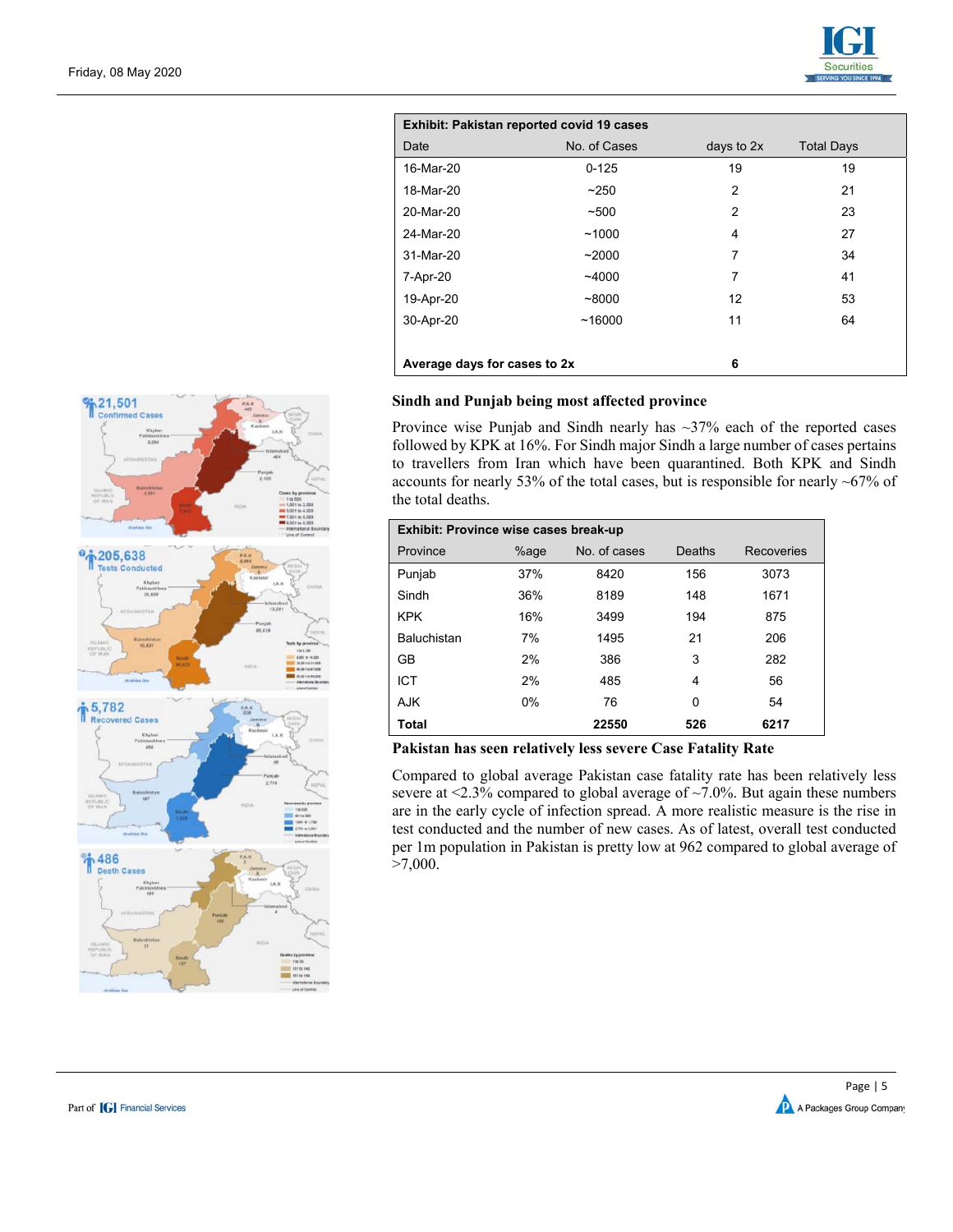| Exhibit: Pakistan reported covid 19 cases | | | |
|---|---|---|---|
| Date | No. of Cases | days to 2x | Total Days |
| 16-Mar-20 | 0-125 | 19 | 19 |
| 18-Mar-20 | ~250 | 2 | 21 |
| 20-Mar-20 | ~500 | 2 | 23 |
| 24-Mar-20 | ~1000 | 4 | 27 |
| 31-Mar-20 | ~2000 | 7 | 34 |
| 7-Apr-20 | ~4000 | 7 | 41 |
| 19-Apr-20 | ~8000 | 12 | 53 |
| 30-Apr-20 | ~16000 | 11 | 64 |
| **Average days for cases to 2x** | | **6** | |

### Sindh and Punjab being most affected province

Province wise Punjab and Sindh nearly has ~37% each of the reported cases followed by KPK at 16%. For Sindh major Sindh a large number of cases pertains to travellers from Iran which have been quarantined. Both KPK and Sindh accounts for nearly 53% of the total cases, but is responsible for nearly ~67% of the total deaths.

| Exhibit: Province wise cases break-up | | | | |
|---|---|---|---|---|
| Province | %age | No. of cases | Deaths | Recoveries |
| Punjab | 37% | 8420 | 156 | 3073 |
| Sindh | 36% | 8189 | 148 | 1671 |
| KPK | 16% | 3499 | 194 | 875 |
| Baluchistan | 7% | 1495 | 21 | 206 |
| GB | 2% | 386 | 3 | 282 |
| ICT | 2% | 485 | 4 | 56 |
| AJK | 0% | 76 | 0 | 54 |
| **Total** | | **22550** | **526** | **6217** |

### Pakistan has seen relatively less severe Case Fatality Rate

Compared to global average Pakistan case fatality rate has been relatively less severe at <2.3% compared to global average of ~7.0%. But again these numbers are in the early cycle of infection spread. A more realistic measure is the rise in test conducted and the number of new cases. As of latest, overall test conducted per 1m population in Pakistan is pretty low at 962 compared to global average of >7,000.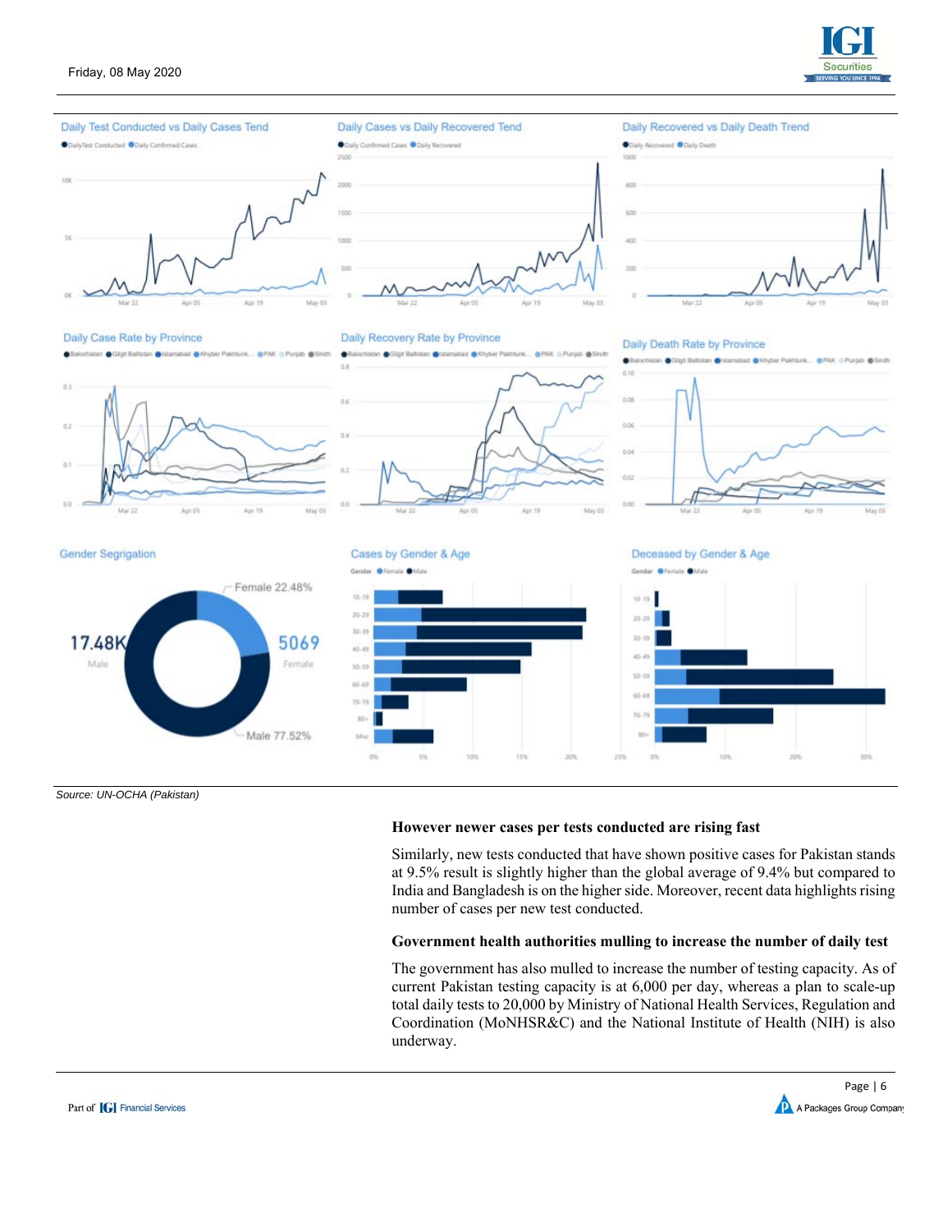Source: UN-OCHA (Pakistan)

**However newer cases per tests conducted are rising fast**

Similarly, new tests conducted that have shown positive cases for Pakistan stands at 9.5% result is slightly higher than the global average of 9.4% but compared to India and Bangladesh is on the higher side. Moreover, recent data highlights rising number of cases per new test conducted.

**Government health authorities mulling to increase the number of daily test**

The government has also mulled to increase the number of testing capacity. As of current Pakistan testing capacity is at 6,000 per day, whereas a plan to scale-up total daily tests to 20,000 by Ministry of National Health Services, Regulation and Coordination (MoNHSR&C) and the National Institute of Health (NIH) is also underway.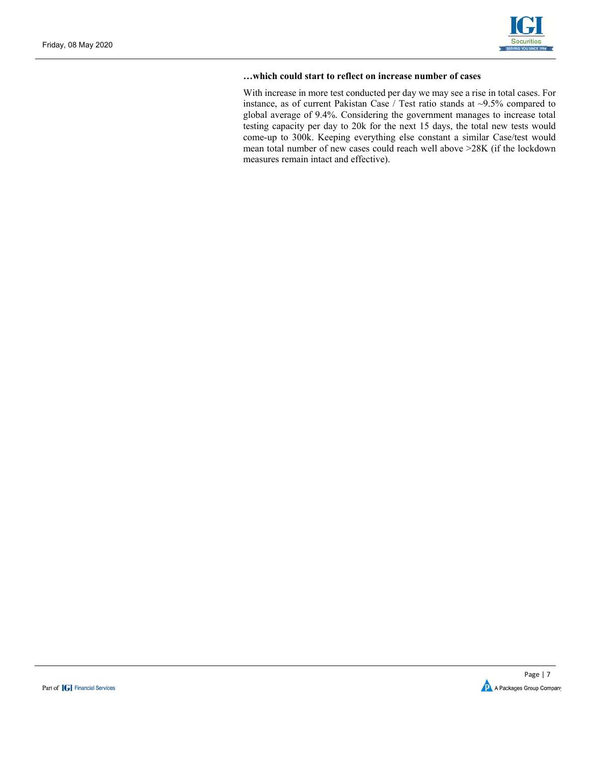### …which could start to reflect on increase number of cases

With increase in more test conducted per day we may see a rise in total cases. For instance, as of current Pakistan Case / Test ratio stands at ~9.5% compared to global average of 9.4%. Considering the government manages to increase total testing capacity per day to 20k for the next 15 days, the total new tests would come-up to 300k. Keeping everything else constant a similar Case/test would mean total number of new cases could reach well above >28K (if the lockdown measures remain intact and effective).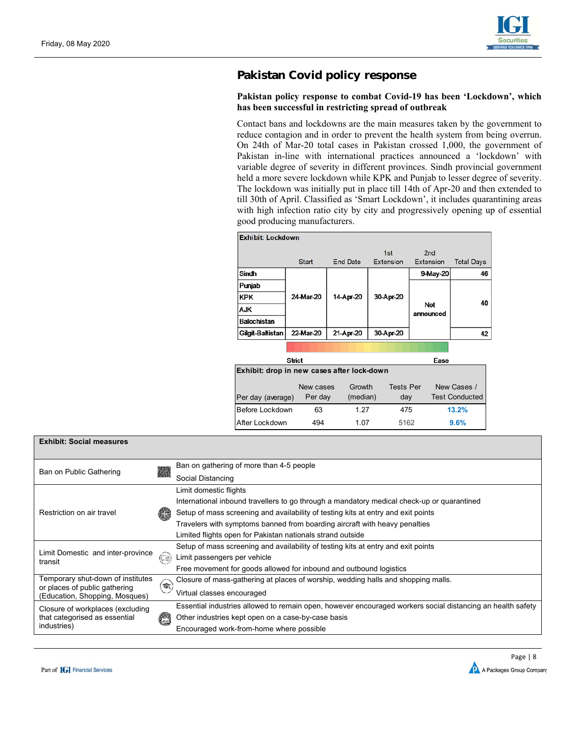## Pakistan Covid policy response

**Pakistan policy response to combat Covid-19 has been 'Lockdown', which has been successful in restricting spread of outbreak**

Contact bans and lockdowns are the main measures taken by the government to reduce contagion and in order to prevent the health system from being overrun. On 24th of Mar-20 total cases in Pakistan crossed 1,000, the government of Pakistan in-line with international practices announced a 'lockdown' with variable degree of severity in different provinces. Sindh provincial government held a more severe lockdown while KPK and Punjab to lesser degree of severity. The lockdown was initially put in place till 14th of Apr-20 and then extended to till 30th of April. Classified as 'Smart Lockdown', it includes quarantining areas with high infection ratio city by city and progressively opening up of essential good producing manufacturers.

**Exhibit: Lockdown**

| | Start | End Date | 1st Extension | 2nd Extension | Total Days |
|---|---|---|---|---|---|
| Sindh | 24-Mar-20 | 14-Apr-20 | 30-Apr-20 | 9-May-20 | 46 |
| Punjab | 24-Mar-20 | 14-Apr-20 | 30-Apr-20 | Not announced | 40 |
| KPK | 24-Mar-20 | 14-Apr-20 | 30-Apr-20 | Not announced | 40 |
| AJK | 24-Mar-20 | 14-Apr-20 | 30-Apr-20 | Not announced | 40 |
| Balochistan | 24-Mar-20 | 14-Apr-20 | 30-Apr-20 | Not announced | 40 |
| Gilgit-Baltistan | 22-Mar-20 | 21-Apr-20 | 30-Apr-20 | | 42 |

Strict — Ease

**Exhibit: drop in new cases after lock-down**

| Per day (average) | New cases Per day | Growth (median) | Tests Per day | New Cases / Test Conducted |
|---|---|---|---|---|
| Before Lockdown | 63 | 1.27 | 475 | 13.2% |
| After Lockdown | 494 | 1.07 | 5162 | 9.6% |

**Exhibit: Social measures**

| Measure | Details |
|---|---|
| Ban on Public Gathering | Ban on gathering of more than 4-5 people<br>Social Distancing |
| Restriction on air travel | Limit domestic flights<br>International inbound travellers to go through a mandatory medical check-up or quarantined<br>Setup of mass screening and availability of testing kits at entry and exit points<br>Travelers with symptoms banned from boarding aircraft with heavy penalties<br>Limited flights open for Pakistan nationals strand outside |
| Limit Domestic and inter-province transit | Setup of mass screening and availability of testing kits at entry and exit points<br>Limit passengers per vehicle<br>Free movement for goods allowed for inbound and outbound logistics |
| Temporary shut-down of institutes or places of public gathering (Education, Shopping, Mosques) | Closure of mass-gathering at places of worship, wedding halls and shopping malls.<br>Virtual classes encouraged |
| Closure of workplaces (excluding that categorised as essential industries) | Essential industries allowed to remain open, however encouraged workers social distancing an health safety<br>Other industries kept open on a case-by-case basis<br>Encouraged work-from-home where possible |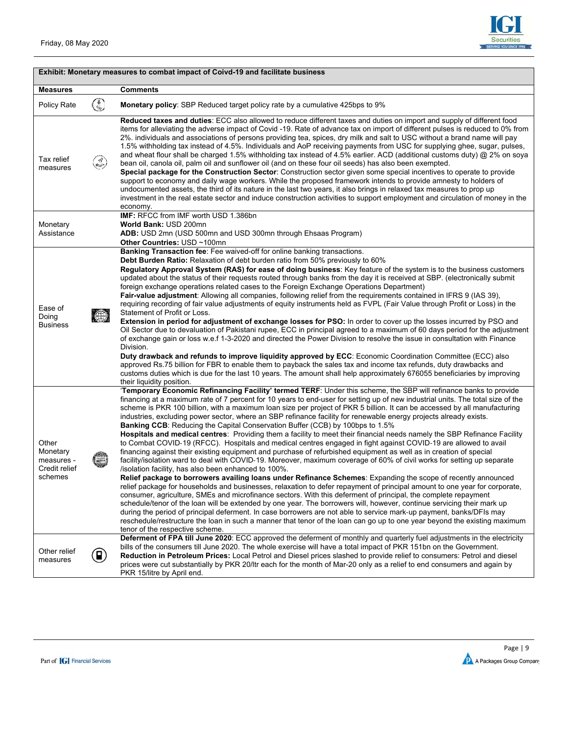**Exhibit: Monetary measures to combat impact of Coivd-19 and facilitate business**

| Measures | Comments |
|---|---|
| Policy Rate | **Monetary policy**: SBP Reduced target policy rate by a cumulative 425bps to 9% |
| Tax relief measures | **Reduced taxes and duties**: ECC also allowed to reduce different taxes and duties on import and supply of different food items for alleviating the adverse impact of Covid -19. Rate of advance tax on import of different pulses is reduced to 0% from 2%. individuals and associations of persons providing tea, spices, dry milk and salt to USC without a brand name will pay 1.5% withholding tax instead of 4.5%. Individuals and AoP receiving payments from USC for supplying ghee, sugar, pulses, and wheat flour shall be charged 1.5% withholding tax instead of 4.5% earlier. ACD (additional customs duty) @ 2% on soya bean oil, canola oil, palm oil and sunflower oil (and on these four oil seeds) has also been exempted.<br>**Special package for the Construction Sector**: Construction sector given some special incentives to operate to provide support to economy and daily wage workers. While the proposed framework intends to provide amnesty to holders of undocumented assets, the third of its nature in the last two years, it also brings in relaxed tax measures to prop up investment in the real estate sector and induce construction activities to support employment and circulation of money in the economy. |
| Monetary Assistance | **IMF:** RFCC from IMF worth USD 1.386bn<br>**World Bank:** USD 200mn<br>**ADB:** USD 2mn (USD 500mn and USD 300mn through Ehsaas Program)<br>**Other Countries:** USD ~100mn |
| Ease of Doing Business | **Banking Transaction fee**: Fee waived-off for online banking transactions.<br>**Debt Burden Ratio:** Relaxation of debt burden ratio from 50% previously to 60%<br>**Regulatory Approval System (RAS) for ease of doing business**: Key feature of the system is to the business customers updated about the status of their requests routed through banks from the day it is received at SBP. (electronically submit foreign exchange operations related cases to the Foreign Exchange Operations Department)<br>**Fair-value adjustment**: Allowing all companies, following relief from the requirements contained in IFRS 9 (IAS 39), requiring recording of fair value adjustments of equity instruments held as FVPL (Fair Value through Profit or Loss) in the Statement of Profit or Loss.<br>**Extension in period for adjustment of exchange losses for PSO:** In order to cover up the losses incurred by PSO and Oil Sector due to devaluation of Pakistani rupee, ECC in principal agreed to a maximum of 60 days period for the adjustment of exchange gain or loss w.e.f 1-3-2020 and directed the Power Division to resolve the issue in consultation with Finance Division.<br>**Duty drawback and refunds to improve liquidity approved by ECC**: Economic Coordination Committee (ECC) also approved Rs.75 billion for FBR to enable them to payback the sales tax and income tax refunds, duty drawbacks and customs duties which is due for the last 10 years. The amount shall help approximately 676055 beneficiaries by improving their liquidity position. |
| Other Monetary measures - Credit relief schemes | '**Temporary Economic Refinancing Facility' termed TERF**: Under this scheme, the SBP will refinance banks to provide financing at a maximum rate of 7 percent for 10 years to end-user for setting up of new industrial units. The total size of the scheme is PKR 100 billion, with a maximum loan size per project of PKR 5 billion. It can be accessed by all manufacturing industries, excluding power sector, where an SBP refinance facility for renewable energy projects already exists.<br>**Banking CCB**: Reducing the Capital Conservation Buffer (CCB) by 100bps to 1.5%<br>**Hospitals and medical centres**: Providing them a facility to meet their financial needs namely the SBP Refinance Facility to Combat COVID-19 (RFCC). Hospitals and medical centres engaged in fight against COVID-19 are allowed to avail financing against their existing equipment and purchase of refurbished equipment as well as in creation of special facility/isolation ward to deal with COVID-19. Moreover, maximum coverage of 60% of civil works for setting up separate /isolation facility, has also been enhanced to 100%.<br>**Relief package to borrowers availing loans under Refinance Schemes**: Expanding the scope of recently announced relief package for households and businesses, relaxation to defer repayment of principal amount to one year for corporate, consumer, agriculture, SMEs and microfinance sectors. With this deferment of principal, the complete repayment schedule/tenor of the loan will be extended by one year. The borrowers will, however, continue servicing their mark up during the period of principal deferment. In case borrowers are not able to service mark-up payment, banks/DFIs may reschedule/restructure the loan in such a manner that tenor of the loan can go up to one year beyond the existing maximum tenor of the respective scheme. |
| Other relief measures | **Deferment of FPA till June 2020**: ECC approved the deferment of monthly and quarterly fuel adjustments in the electricity bills of the consumers till June 2020. The whole exercise will have a total impact of PKR 151bn on the Government.<br>**Reduction in Petroleum Prices:** Local Petrol and Diesel prices slashed to provide relief to consumers: Petrol and diesel prices were cut substantially by PKR 20/ltr each for the month of Mar-20 only as a relief to end consumers and again by PKR 15/litre by April end. |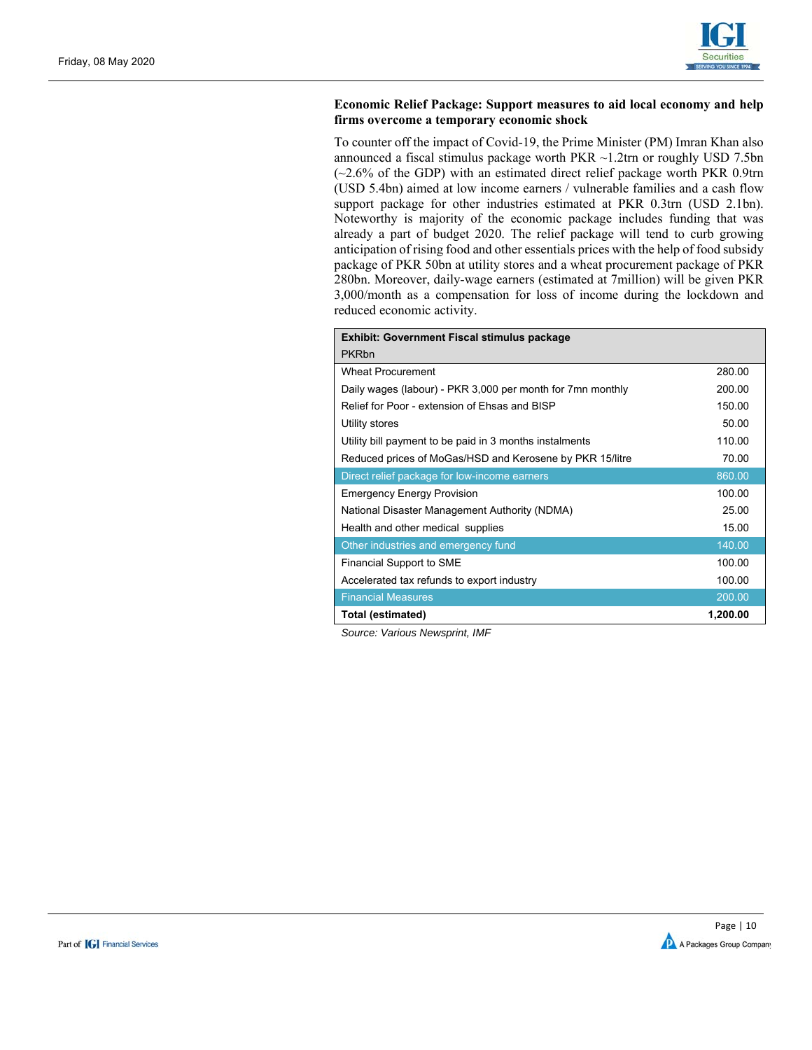**Economic Relief Package: Support measures to aid local economy and help firms overcome a temporary economic shock**

To counter off the impact of Covid-19, the Prime Minister (PM) Imran Khan also announced a fiscal stimulus package worth PKR ~1.2trn or roughly USD 7.5bn (~2.6% of the GDP) with an estimated direct relief package worth PKR 0.9trn (USD 5.4bn) aimed at low income earners / vulnerable families and a cash flow support package for other industries estimated at PKR 0.3trn (USD 2.1bn). Noteworthy is majority of the economic package includes funding that was already a part of budget 2020. The relief package will tend to curb growing anticipation of rising food and other essentials prices with the help of food subsidy package of PKR 50bn at utility stores and a wheat procurement package of PKR 280bn. Moreover, daily-wage earners (estimated at 7million) will be given PKR 3,000/month as a compensation for loss of income during the lockdown and reduced economic activity.

| **Exhibit: Government Fiscal stimulus package** PKRbn | |
|---|---:|
| Wheat Procurement | 280.00 |
| Daily wages (labour) - PKR 3,000 per month for 7mn monthly | 200.00 |
| Relief for Poor - extension of Ehsas and BISP | 150.00 |
| Utility stores | 50.00 |
| Utility bill payment to be paid in 3 months instalments | 110.00 |
| Reduced prices of MoGas/HSD and Kerosene by PKR 15/litre | 70.00 |
| Direct relief package for low-income earners | 860.00 |
| Emergency Energy Provision | 100.00 |
| National Disaster Management Authority (NDMA) | 25.00 |
| Health and other medical supplies | 15.00 |
| Other industries and emergency fund | 140.00 |
| Financial Support to SME | 100.00 |
| Accelerated tax refunds to export industry | 100.00 |
| Financial Measures | 200.00 |
| **Total (estimated)** | **1,200.00** |

*Source: Various Newsprint, IMF*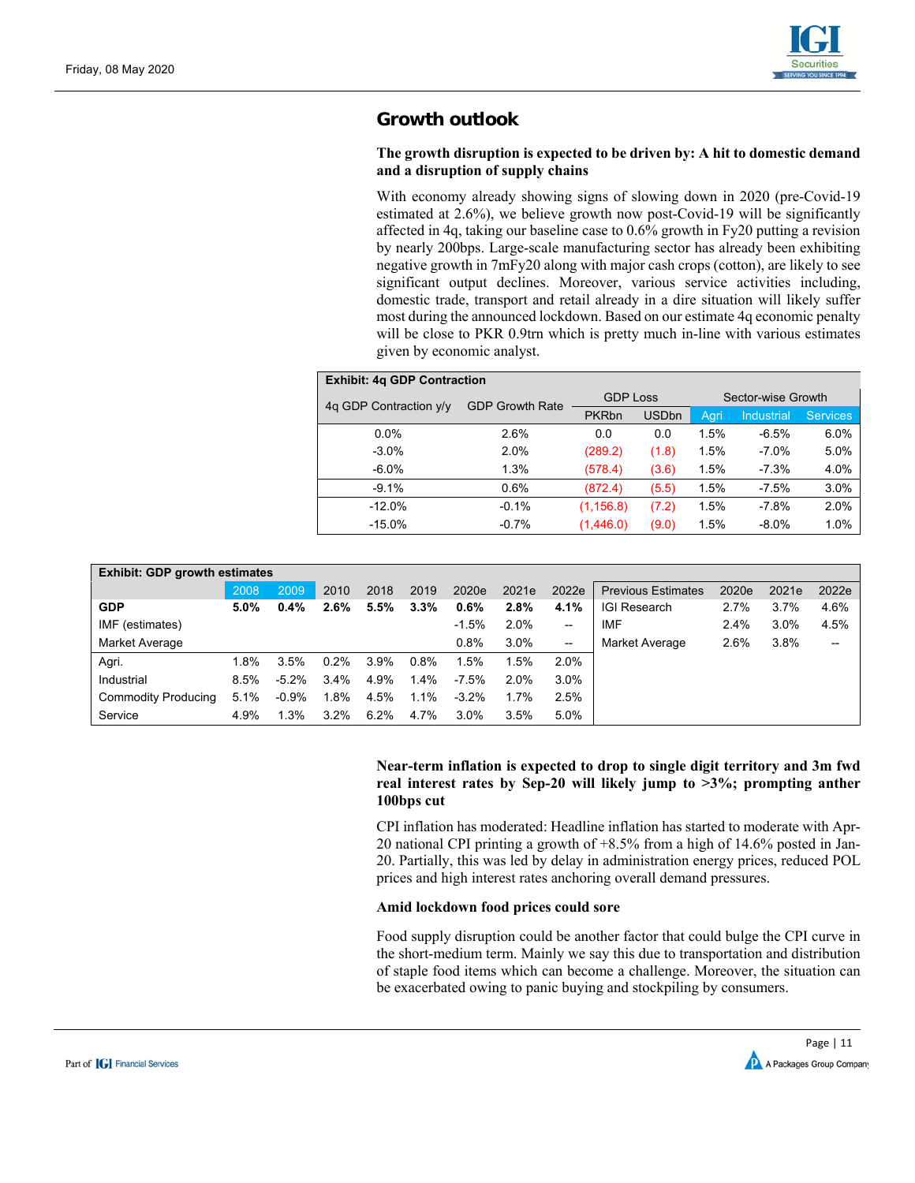## Growth outlook

**The growth disruption is expected to be driven by: A hit to domestic demand and a disruption of supply chains**

With economy already showing signs of slowing down in 2020 (pre-Covid-19 estimated at 2.6%), we believe growth now post-Covid-19 will be significantly affected in 4q, taking our baseline case to 0.6% growth in Fy20 putting a revision by nearly 200bps. Large-scale manufacturing sector has already been exhibiting negative growth in 7mFy20 along with major cash crops (cotton), are likely to see significant output declines. Moreover, various service activities including, domestic trade, transport and retail already in a dire situation will likely suffer most during the announced lockdown. Based on our estimate 4q economic penalty will be close to PKR 0.9trn which is pretty much in-line with various estimates given by economic analyst.

**Exhibit: 4q GDP Contraction**

| 4q GDP Contraction y/y | GDP Growth Rate | GDP Loss | | Sector-wise Growth | | |
|---|---|---|---|---|---|---|
| | | PKRbn | USDbn | Agri | Industrial | Services |
| 0.0% | 2.6% | 0.0 | 0.0 | 1.5% | -6.5% | 6.0% |
| -3.0% | 2.0% | (289.2) | (1.8) | 1.5% | -7.0% | 5.0% |
| -6.0% | 1.3% | (578.4) | (3.6) | 1.5% | -7.3% | 4.0% |
| -9.1% | 0.6% | (872.4) | (5.5) | 1.5% | -7.5% | 3.0% |
| -12.0% | -0.1% | (1,156.8) | (7.2) | 1.5% | -7.8% | 2.0% |
| -15.0% | -0.7% | (1,446.0) | (9.0) | 1.5% | -8.0% | 1.0% |

**Exhibit: GDP growth estimates**

| | 2008 | 2009 | 2010 | 2018 | 2019 | 2020e | 2021e | 2022e | Previous Estimates | 2020e | 2021e | 2022e |
|---|---|---|---|---|---|---|---|---|---|---|---|---|
| **GDP** | **5.0%** | **0.4%** | **2.6%** | **5.5%** | **3.3%** | **0.6%** | **2.8%** | **4.1%** | IGI Research | 2.7% | 3.7% | 4.6% |
| IMF (estimates) | | | | | | -1.5% | 2.0% | -- | IMF | 2.4% | 3.0% | 4.5% |
| Market Average | | | | | | 0.8% | 3.0% | -- | Market Average | 2.6% | 3.8% | -- |
| Agri. | 1.8% | 3.5% | 0.2% | 3.9% | 0.8% | 1.5% | 1.5% | 2.0% | | | | |
| Industrial | 8.5% | -5.2% | 3.4% | 4.9% | 1.4% | -7.5% | 2.0% | 3.0% | | | | |
| Commodity Producing | 5.1% | -0.9% | 1.8% | 4.5% | 1.1% | -3.2% | 1.7% | 2.5% | | | | |
| Service | 4.9% | 1.3% | 3.2% | 6.2% | 4.7% | 3.0% | 3.5% | 5.0% | | | | |

**Near-term inflation is expected to drop to single digit territory and 3m fwd real interest rates by Sep-20 will likely jump to >3%; prompting anther 100bps cut**

CPI inflation has moderated: Headline inflation has started to moderate with Apr-20 national CPI printing a growth of +8.5% from a high of 14.6% posted in Jan-20. Partially, this was led by delay in administration energy prices, reduced POL prices and high interest rates anchoring overall demand pressures.

**Amid lockdown food prices could sore**

Food supply disruption could be another factor that could bulge the CPI curve in the short-medium term. Mainly we say this due to transportation and distribution of staple food items which can become a challenge. Moreover, the situation can be exacerbated owing to panic buying and stockpiling by consumers.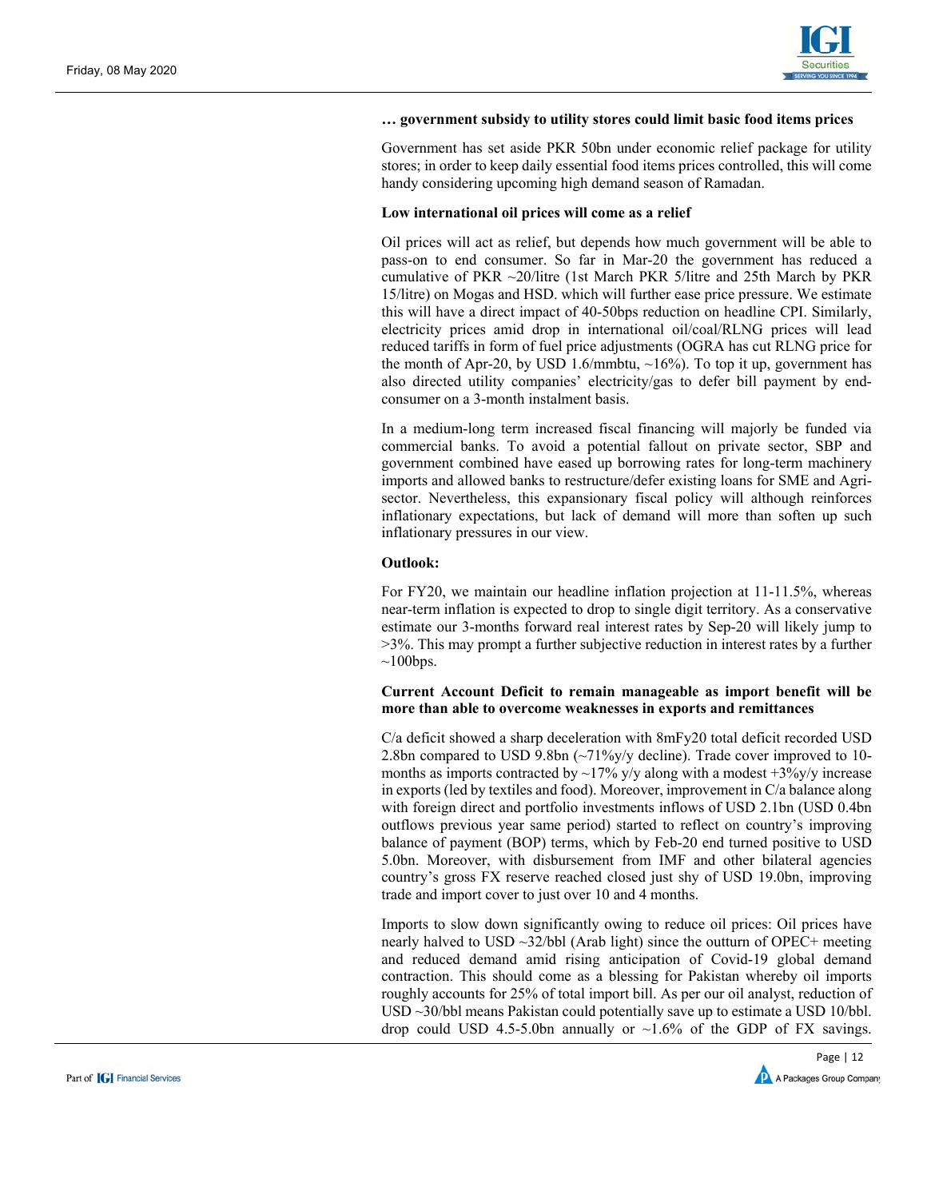**… government subsidy to utility stores could limit basic food items prices**

Government has set aside PKR 50bn under economic relief package for utility stores; in order to keep daily essential food items prices controlled, this will come handy considering upcoming high demand season of Ramadan.

**Low international oil prices will come as a relief**

Oil prices will act as relief, but depends how much government will be able to pass-on to end consumer. So far in Mar-20 the government has reduced a cumulative of PKR ~20/litre (1st March PKR 5/litre and 25th March by PKR 15/litre) on Mogas and HSD. which will further ease price pressure. We estimate this will have a direct impact of 40-50bps reduction on headline CPI. Similarly, electricity prices amid drop in international oil/coal/RLNG prices will lead reduced tariffs in form of fuel price adjustments (OGRA has cut RLNG price for the month of Apr-20, by USD 1.6/mmbtu, ~16%). To top it up, government has also directed utility companies' electricity/gas to defer bill payment by end-consumer on a 3-month instalment basis.

In a medium-long term increased fiscal financing will majorly be funded via commercial banks. To avoid a potential fallout on private sector, SBP and government combined have eased up borrowing rates for long-term machinery imports and allowed banks to restructure/defer existing loans for SME and Agri-sector. Nevertheless, this expansionary fiscal policy will although reinforces inflationary expectations, but lack of demand will more than soften up such inflationary pressures in our view.

**Outlook:**

For FY20, we maintain our headline inflation projection at 11-11.5%, whereas near-term inflation is expected to drop to single digit territory. As a conservative estimate our 3-months forward real interest rates by Sep-20 will likely jump to >3%. This may prompt a further subjective reduction in interest rates by a further ~100bps.

**Current Account Deficit to remain manageable as import benefit will be more than able to overcome weaknesses in exports and remittances**

C/a deficit showed a sharp deceleration with 8mFy20 total deficit recorded USD 2.8bn compared to USD 9.8bn (~71%y/y decline). Trade cover improved to 10-months as imports contracted by ~17% y/y along with a modest +3%y/y increase in exports (led by textiles and food). Moreover, improvement in C/a balance along with foreign direct and portfolio investments inflows of USD 2.1bn (USD 0.4bn outflows previous year same period) started to reflect on country's improving balance of payment (BOP) terms, which by Feb-20 end turned positive to USD 5.0bn. Moreover, with disbursement from IMF and other bilateral agencies country's gross FX reserve reached closed just shy of USD 19.0bn, improving trade and import cover to just over 10 and 4 months.

Imports to slow down significantly owing to reduce oil prices: Oil prices have nearly halved to USD ~32/bbl (Arab light) since the outturn of OPEC+ meeting and reduced demand amid rising anticipation of Covid-19 global demand contraction. This should come as a blessing for Pakistan whereby oil imports roughly accounts for 25% of total import bill. As per our oil analyst, reduction of USD ~30/bbl means Pakistan could potentially save up to estimate a USD 10/bbl. drop could USD 4.5-5.0bn annually or ~1.6% of the GDP of FX savings.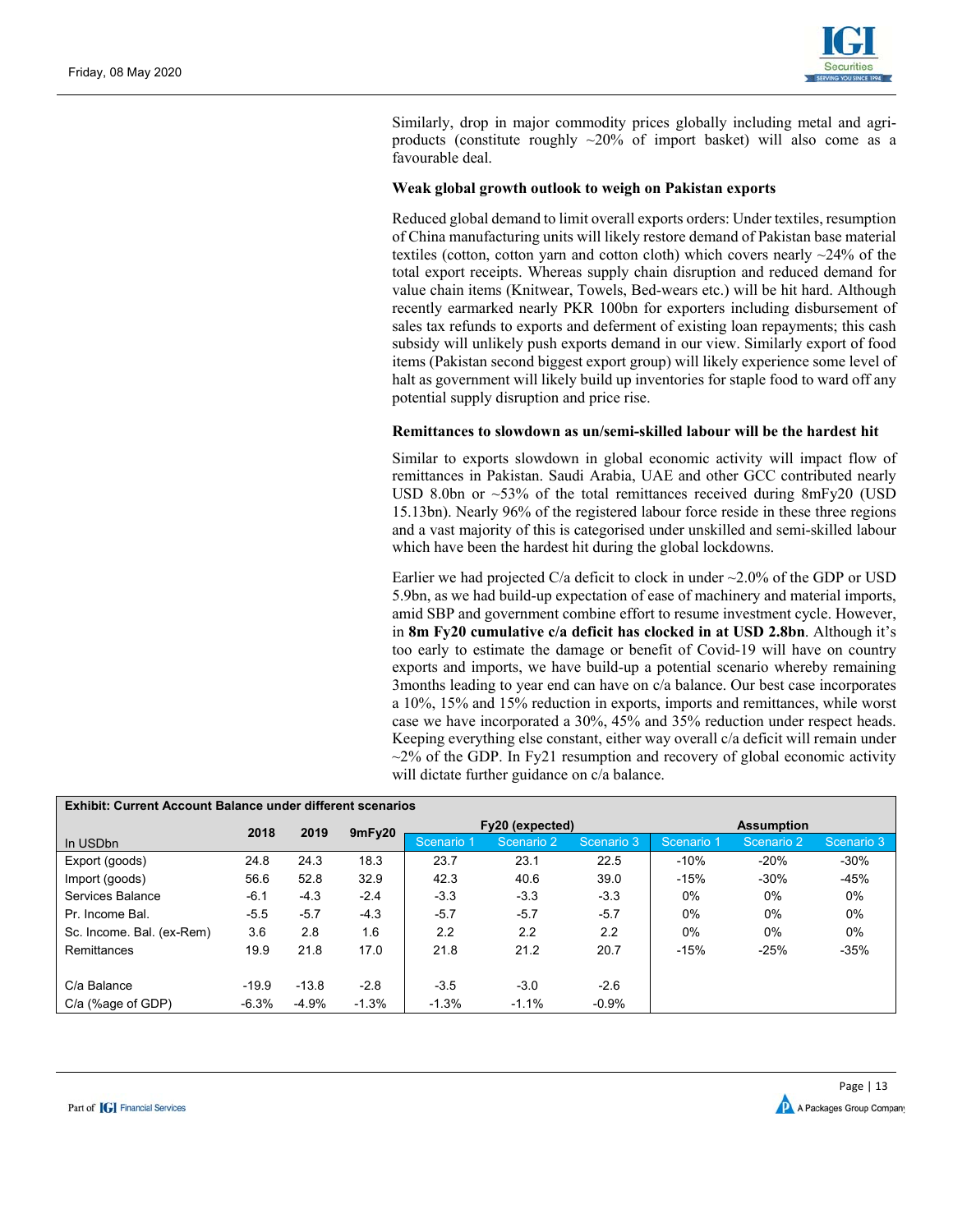Similarly, drop in major commodity prices globally including metal and agri-products (constitute roughly ~20% of import basket) will also come as a favourable deal.

**Weak global growth outlook to weigh on Pakistan exports**

Reduced global demand to limit overall exports orders: Under textiles, resumption of China manufacturing units will likely restore demand of Pakistan base material textiles (cotton, cotton yarn and cotton cloth) which covers nearly ~24% of the total export receipts. Whereas supply chain disruption and reduced demand for value chain items (Knitwear, Towels, Bed-wears etc.) will be hit hard. Although recently earmarked nearly PKR 100bn for exporters including disbursement of sales tax refunds to exports and deferment of existing loan repayments; this cash subsidy will unlikely push exports demand in our view. Similarly export of food items (Pakistan second biggest export group) will likely experience some level of halt as government will likely build up inventories for staple food to ward off any potential supply disruption and price rise.

**Remittances to slowdown as un/semi-skilled labour will be the hardest hit**

Similar to exports slowdown in global economic activity will impact flow of remittances in Pakistan. Saudi Arabia, UAE and other GCC contributed nearly USD 8.0bn or ~53% of the total remittances received during 8mFy20 (USD 15.13bn). Nearly 96% of the registered labour force reside in these three regions and a vast majority of this is categorised under unskilled and semi-skilled labour which have been the hardest hit during the global lockdowns.

Earlier we had projected C/a deficit to clock in under ~2.0% of the GDP or USD 5.9bn, as we had build-up expectation of ease of machinery and material imports, amid SBP and government combine effort to resume investment cycle. However, in **8m Fy20 cumulative c/a deficit has clocked in at USD 2.8bn**. Although it's too early to estimate the damage or benefit of Covid-19 will have on country exports and imports, we have build-up a potential scenario whereby remaining 3months leading to year end can have on c/a balance. Our best case incorporates a 10%, 15% and 15% reduction in exports, imports and remittances, while worst case we have incorporated a 30%, 45% and 35% reduction under respect heads. Keeping everything else constant, either way overall c/a deficit will remain under ~2% of the GDP. In Fy21 resumption and recovery of global economic activity will dictate further guidance on c/a balance.

**Exhibit: Current Account Balance under different scenarios**

| In USDbn | 2018 | 2019 | 9mFy20 | Fy20 (expected) | | | Assumption | | |
|---|---|---|---|---|---|---|---|---|---|
| | | | | Scenario 1 | Scenario 2 | Scenario 3 | Scenario 1 | Scenario 2 | Scenario 3 |
| Export (goods) | 24.8 | 24.3 | 18.3 | 23.7 | 23.1 | 22.5 | -10% | -20% | -30% |
| Import (goods) | 56.6 | 52.8 | 32.9 | 42.3 | 40.6 | 39.0 | -15% | -30% | -45% |
| Services Balance | -6.1 | -4.3 | -2.4 | -3.3 | -3.3 | -3.3 | 0% | 0% | 0% |
| Pr. Income Bal. | -5.5 | -5.7 | -4.3 | -5.7 | -5.7 | -5.7 | 0% | 0% | 0% |
| Sc. Income. Bal. (ex-Rem) | 3.6 | 2.8 | 1.6 | 2.2 | 2.2 | 2.2 | 0% | 0% | 0% |
| Remittances | 19.9 | 21.8 | 17.0 | 21.8 | 21.2 | 20.7 | -15% | -25% | -35% |
| | | | | | | | | | |
| C/a Balance | -19.9 | -13.8 | -2.8 | -3.5 | -3.0 | -2.6 | | | |
| C/a (%age of GDP) | -6.3% | -4.9% | -1.3% | -1.3% | -1.1% | -0.9% | | | |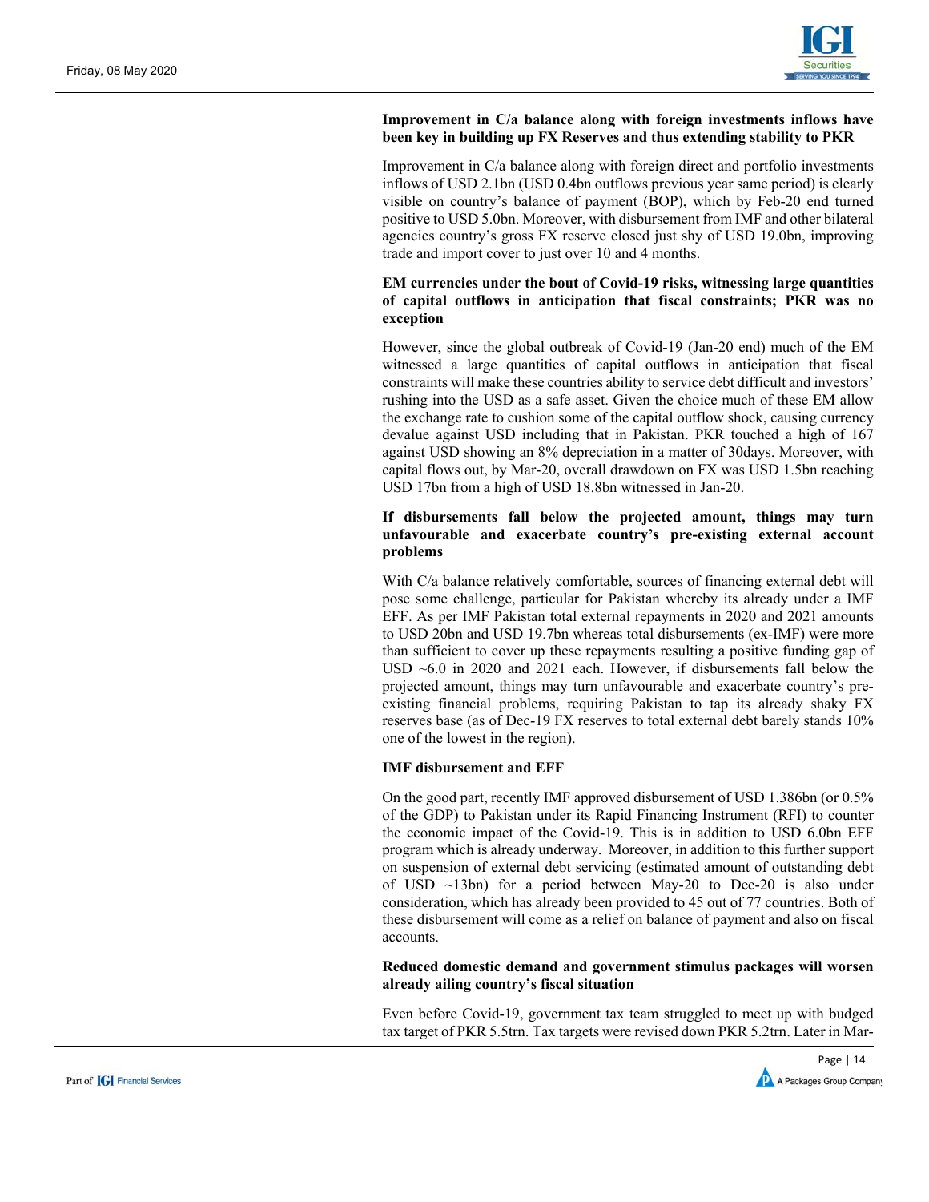**Improvement in C/a balance along with foreign investments inflows have been key in building up FX Reserves and thus extending stability to PKR**

Improvement in C/a balance along with foreign direct and portfolio investments inflows of USD 2.1bn (USD 0.4bn outflows previous year same period) is clearly visible on country's balance of payment (BOP), which by Feb-20 end turned positive to USD 5.0bn. Moreover, with disbursement from IMF and other bilateral agencies country's gross FX reserve closed just shy of USD 19.0bn, improving trade and import cover to just over 10 and 4 months.

**EM currencies under the bout of Covid-19 risks, witnessing large quantities of capital outflows in anticipation that fiscal constraints; PKR was no exception**

However, since the global outbreak of Covid-19 (Jan-20 end) much of the EM witnessed a large quantities of capital outflows in anticipation that fiscal constraints will make these countries ability to service debt difficult and investors' rushing into the USD as a safe asset. Given the choice much of these EM allow the exchange rate to cushion some of the capital outflow shock, causing currency devalue against USD including that in Pakistan. PKR touched a high of 167 against USD showing an 8% depreciation in a matter of 30days. Moreover, with capital flows out, by Mar-20, overall drawdown on FX was USD 1.5bn reaching USD 17bn from a high of USD 18.8bn witnessed in Jan-20.

**If disbursements fall below the projected amount, things may turn unfavourable and exacerbate country's pre-existing external account problems**

With C/a balance relatively comfortable, sources of financing external debt will pose some challenge, particular for Pakistan whereby its already under a IMF EFF. As per IMF Pakistan total external repayments in 2020 and 2021 amounts to USD 20bn and USD 19.7bn whereas total disbursements (ex-IMF) were more than sufficient to cover up these repayments resulting a positive funding gap of USD ~6.0 in 2020 and 2021 each. However, if disbursements fall below the projected amount, things may turn unfavourable and exacerbate country's pre-existing financial problems, requiring Pakistan to tap its already shaky FX reserves base (as of Dec-19 FX reserves to total external debt barely stands 10% one of the lowest in the region).

**IMF disbursement and EFF**

On the good part, recently IMF approved disbursement of USD 1.386bn (or 0.5% of the GDP) to Pakistan under its Rapid Financing Instrument (RFI) to counter the economic impact of the Covid-19. This is in addition to USD 6.0bn EFF program which is already underway. Moreover, in addition to this further support on suspension of external debt servicing (estimated amount of outstanding debt of USD ~13bn) for a period between May-20 to Dec-20 is also under consideration, which has already been provided to 45 out of 77 countries. Both of these disbursement will come as a relief on balance of payment and also on fiscal accounts.

**Reduced domestic demand and government stimulus packages will worsen already ailing country's fiscal situation**

Even before Covid-19, government tax team struggled to meet up with budged tax target of PKR 5.5trn. Tax targets were revised down PKR 5.2trn. Later in Mar-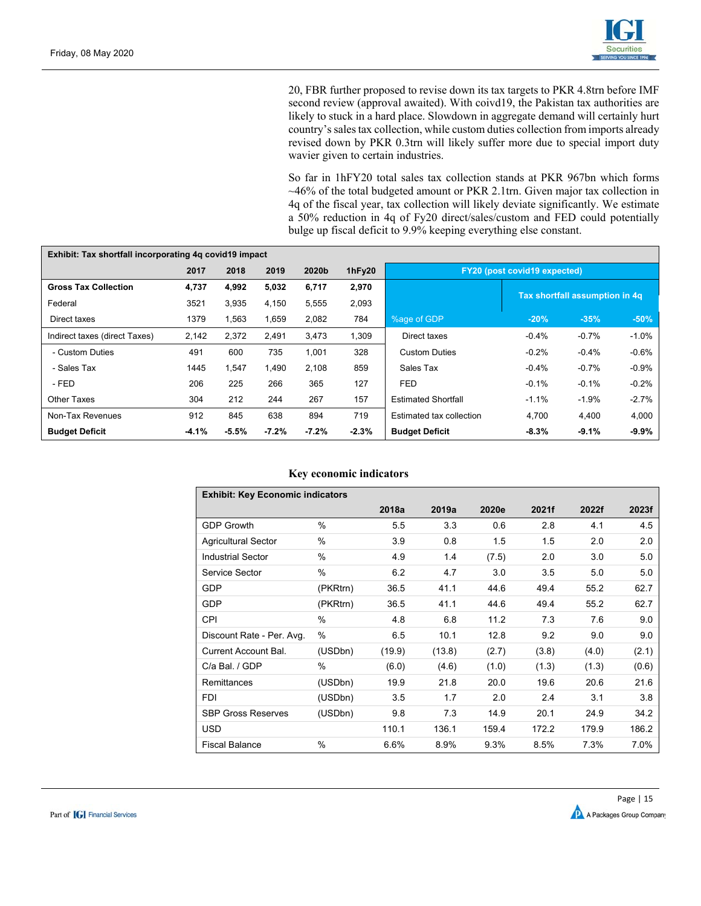20, FBR further proposed to revise down its tax targets to PKR 4.8trn before IMF second review (approval awaited). With coivd19, the Pakistan tax authorities are likely to stuck in a hard place. Slowdown in aggregate demand will certainly hurt country's sales tax collection, while custom duties collection from imports already revised down by PKR 0.3trn will likely suffer more due to special import duty wavier given to certain industries.

So far in 1hFY20 total sales tax collection stands at PKR 967bn which forms ~46% of the total budgeted amount or PKR 2.1trn. Given major tax collection in 4q of the fiscal year, tax collection will likely deviate significantly. We estimate a 50% reduction in 4q of Fy20 direct/sales/custom and FED could potentially bulge up fiscal deficit to 9.9% keeping everything else constant.

**Exhibit: Tax shortfall incorporating 4q covid19 impact**

| | 2017 | 2018 | 2019 | 2020b | 1hFy20 | FY20 (post covid19 expected) | | | |
|---|---|---|---|---|---|---|---|---|---|
| | | | | | | | Tax shortfall assumption in 4q | | |
| **Gross Tax Collection** | **4,737** | **4,992** | **5,032** | **6,717** | **2,970** | | | | |
| Federal | 3521 | 3,935 | 4,150 | 5,555 | 2,093 | | | | |
| Direct taxes | 1379 | 1,563 | 1,659 | 2,082 | 784 | %age of GDP | -20% | -35% | -50% |
| Indirect taxes (direct Taxes) | 2,142 | 2,372 | 2,491 | 3,473 | 1,309 | Direct taxes | -0.4% | -0.7% | -1.0% |
| - Custom Duties | 491 | 600 | 735 | 1,001 | 328 | Custom Duties | -0.2% | -0.4% | -0.6% |
| - Sales Tax | 1445 | 1,547 | 1,490 | 2,108 | 859 | Sales Tax | -0.4% | -0.7% | -0.9% |
| - FED | 206 | 225 | 266 | 365 | 127 | FED | -0.1% | -0.1% | -0.2% |
| Other Taxes | 304 | 212 | 244 | 267 | 157 | Estimated Shortfall | -1.1% | -1.9% | -2.7% |
| Non-Tax Revenues | 912 | 845 | 638 | 894 | 719 | Estimated tax collection | 4,700 | 4,400 | 4,000 |
| **Budget Deficit** | **-4.1%** | **-5.5%** | **-7.2%** | **-7.2%** | **-2.3%** | **Budget Deficit** | **-8.3%** | **-9.1%** | **-9.9%** |

### Key economic indicators

**Exhibit: Key Economic indicators**

| | | 2018a | 2019a | 2020e | 2021f | 2022f | 2023f |
|---|---|---|---|---|---|---|---|
| GDP Growth | % | 5.5 | 3.3 | 0.6 | 2.8 | 4.1 | 4.5 |
| Agricultural Sector | % | 3.9 | 0.8 | 1.5 | 1.5 | 2.0 | 2.0 |
| Industrial Sector | % | 4.9 | 1.4 | (7.5) | 2.0 | 3.0 | 5.0 |
| Service Sector | % | 6.2 | 4.7 | 3.0 | 3.5 | 5.0 | 5.0 |
| GDP | (PKRtrn) | 36.5 | 41.1 | 44.6 | 49.4 | 55.2 | 62.7 |
| GDP | (PKRtrn) | 36.5 | 41.1 | 44.6 | 49.4 | 55.2 | 62.7 |
| CPI | % | 4.8 | 6.8 | 11.2 | 7.3 | 7.6 | 9.0 |
| Discount Rate - Per. Avg. | % | 6.5 | 10.1 | 12.8 | 9.2 | 9.0 | 9.0 |
| Current Account Bal. | (USDbn) | (19.9) | (13.8) | (2.7) | (3.8) | (4.0) | (2.1) |
| C/a Bal. / GDP | % | (6.0) | (4.6) | (1.0) | (1.3) | (1.3) | (0.6) |
| Remittances | (USDbn) | 19.9 | 21.8 | 20.0 | 19.6 | 20.6 | 21.6 |
| FDI | (USDbn) | 3.5 | 1.7 | 2.0 | 2.4 | 3.1 | 3.8 |
| SBP Gross Reserves | (USDbn) | 9.8 | 7.3 | 14.9 | 20.1 | 24.9 | 34.2 |
| USD | | 110.1 | 136.1 | 159.4 | 172.2 | 179.9 | 186.2 |
| Fiscal Balance | % | 6.6% | 8.9% | 9.3% | 8.5% | 7.3% | 7.0% |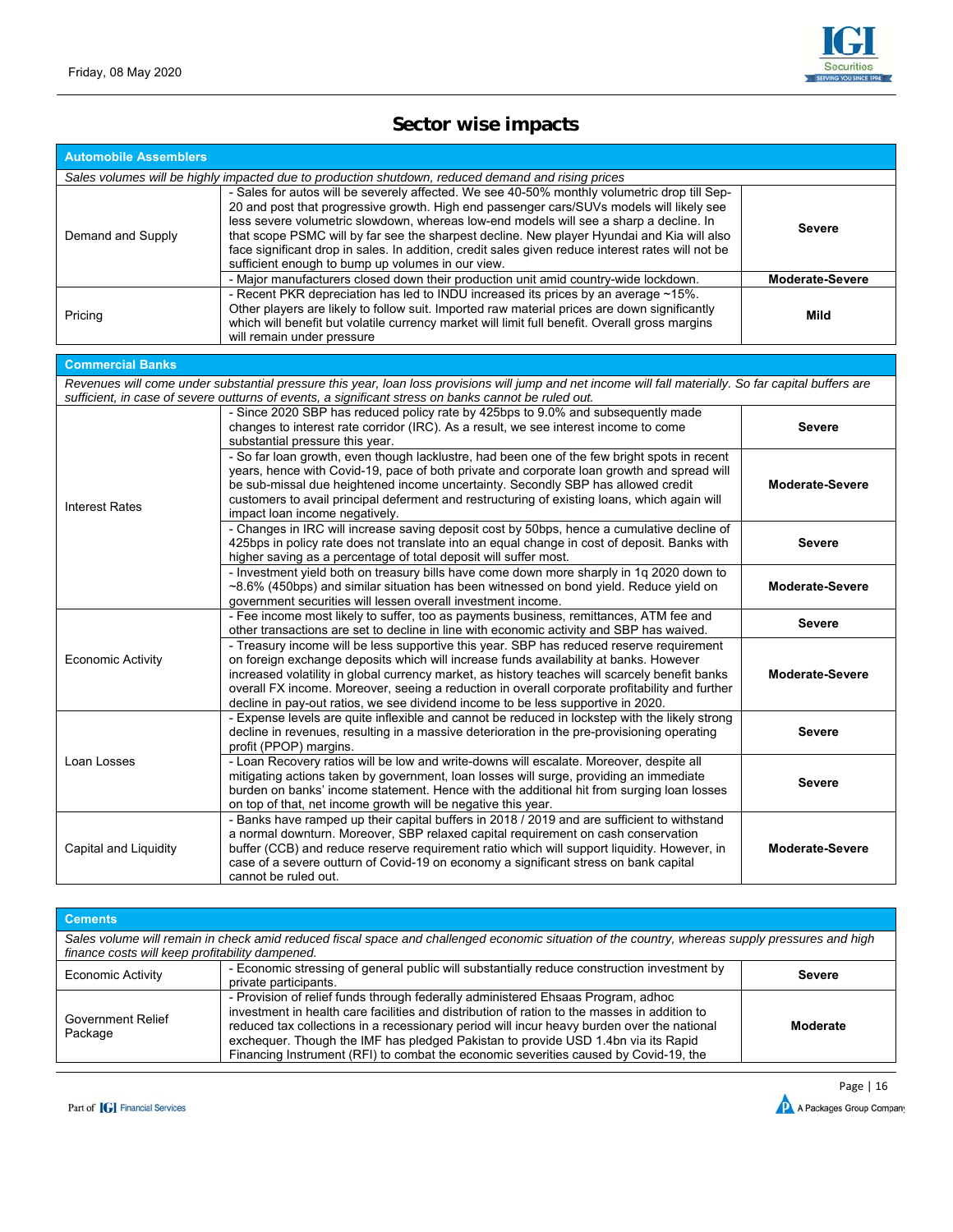## Sector wise impacts

| Automobile Assemblers | | |
|---|---|---|
| *Sales volumes will be highly impacted due to production shutdown, reduced demand and rising prices* | | |
| Demand and Supply | - Sales for autos will be severely affected. We see 40-50% monthly volumetric drop till Sep-20 and post that progressive growth. High end passenger cars/SUVs models will likely see less severe volumetric slowdown, whereas low-end models will see a sharp a decline. In that scope PSMC will by far see the sharpest decline. New player Hyundai and Kia will also face significant drop in sales. In addition, credit sales given reduce interest rates will not be sufficient enough to bump up volumes in our view. | **Severe** |
| | - Major manufacturers closed down their production unit amid country-wide lockdown. | **Moderate-Severe** |
| Pricing | - Recent PKR depreciation has led to INDU increased its prices by an average ~15%. Other players are likely to follow suit. Imported raw material prices are down significantly which will benefit but volatile currency market will limit full benefit. Overall gross margins will remain under pressure | **Mild** |

| Commercial Banks | | |
|---|---|---|
| *Revenues will come under substantial pressure this year, loan loss provisions will jump and net income will fall materially. So far capital buffers are sufficient, in case of severe outturns of events, a significant stress on banks cannot be ruled out.* | | |
| Interest Rates | - Since 2020 SBP has reduced policy rate by 425bps to 9.0% and subsequently made changes to interest rate corridor (IRC). As a result, we see interest income to come substantial pressure this year. | **Severe** |
| | - So far loan growth, even though lacklustre, had been one of the few bright spots in recent years, hence with Covid-19, pace of both private and corporate loan growth and spread will be sub-missal due heightened income uncertainty. Secondly SBP has allowed credit customers to avail principal deferment and restructuring of existing loans, which again will impact loan income negatively. | **Moderate-Severe** |
| | - Changes in IRC will increase saving deposit cost by 50bps, hence a cumulative decline of 425bps in policy rate does not translate into an equal change in cost of deposit. Banks with higher saving as a percentage of total deposit will suffer most. | **Severe** |
| | - Investment yield both on treasury bills have come down more sharply in 1q 2020 down to ~8.6% (450bps) and similar situation has been witnessed on bond yield. Reduce yield on government securities will lessen overall investment income. | **Moderate-Severe** |
| Economic Activity | - Fee income most likely to suffer, too as payments business, remittances, ATM fee and other transactions are set to decline in line with economic activity and SBP has waived. | **Severe** |
| | - Treasury income will be less supportive this year. SBP has reduced reserve requirement on foreign exchange deposits which will increase funds availability at banks. However increased volatility in global currency market, as history teaches will scarcely benefit banks overall FX income. Moreover, seeing a reduction in overall corporate profitability and further decline in pay-out ratios, we see dividend income to be less supportive in 2020. | **Moderate-Severe** |
| Loan Losses | - Expense levels are quite inflexible and cannot be reduced in lockstep with the likely strong decline in revenues, resulting in a massive deterioration in the pre-provisioning operating profit (PPOP) margins. | **Severe** |
| | - Loan Recovery ratios will be low and write-downs will escalate. Moreover, despite all mitigating actions taken by government, loan losses will surge, providing an immediate burden on banks' income statement. Hence with the additional hit from surging loan losses on top of that, net income growth will be negative this year. | **Severe** |
| Capital and Liquidity | - Banks have ramped up their capital buffers in 2018 / 2019 and are sufficient to withstand a normal downturn. Moreover, SBP relaxed capital requirement on cash conservation buffer (CCB) and reduce reserve requirement ratio which will support liquidity. However, in case of a severe outturn of Covid-19 on economy a significant stress on bank capital cannot be ruled out. | **Moderate-Severe** |

| Cements | | |
|---|---|---|
| *Sales volume will remain in check amid reduced fiscal space and challenged economic situation of the country, whereas supply pressures and high finance costs will keep profitability dampened.* | | |
| Economic Activity | - Economic stressing of general public will substantially reduce construction investment by private participants. | **Severe** |
| Government Relief Package | - Provision of relief funds through federally administered Ehsaas Program, adhoc investment in health care facilities and distribution of ration to the masses in addition to reduced tax collections in a recessionary period will incur heavy burden over the national exchequer. Though the IMF has pledged Pakistan to provide USD 1.4bn via its Rapid Financing Instrument (RFI) to combat the economic severities caused by Covid-19, the | **Moderate** |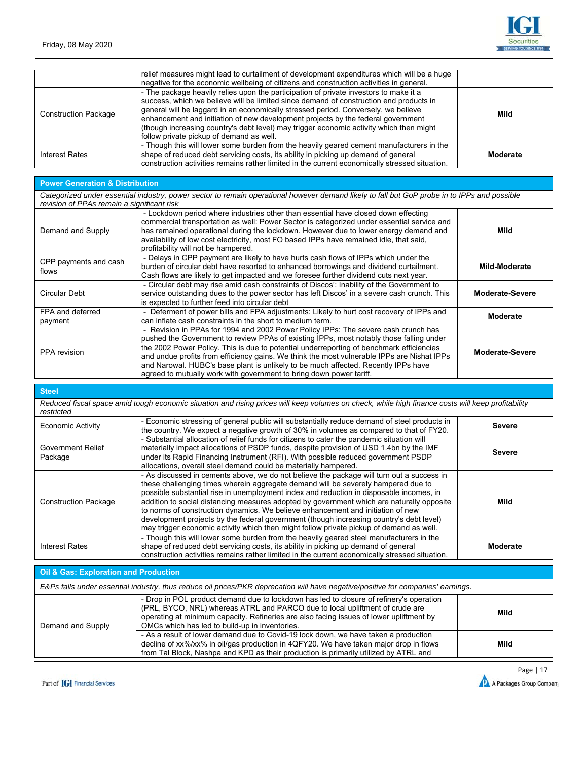| | | |
|---|---|---|
| | relief measures might lead to curtailment of development expenditures which will be a huge negative for the economic wellbeing of citizens and construction activities in general. | |
| Construction Package | - The package heavily relies upon the participation of private investors to make it a success, which we believe will be limited since demand of construction end products in general will be laggard in an economically stressed period. Conversely, we believe enhancement and initiation of new development projects by the federal government (though increasing country's debt level) may trigger economic activity which then might follow private pickup of demand as well. | **Mild** |
| Interest Rates | - Though this will lower some burden from the heavily geared cement manufacturers in the shape of reduced debt servicing costs, its ability in picking up demand of general construction activities remains rather limited in the current economically stressed situation. | **Moderate** |

| **Power Generation & Distribution** | | |
|---|---|---|
| *Categorized under essential industry, power sector to remain operational however demand likely to fall but GoP probe in to IPPs and possible revision of PPAs remain a significant risk* | | |
| Demand and Supply | - Lockdown period where industries other than essential have closed down effecting commercial transportation as well: Power Sector is categorized under essential service and has remained operational during the lockdown. However due to lower energy demand and availability of low cost electricity, most FO based IPPs have remained idle, that said, profitability will not be hampered. | **Mild** |
| CPP payments and cash flows | - Delays in CPP payment are likely to have hurts cash flows of IPPs which under the burden of circular debt have resorted to enhanced borrowings and dividend curtailment. Cash flows are likely to get impacted and we foresee further dividend cuts next year. | **Mild-Moderate** |
| Circular Debt | - Circular debt may rise amid cash constraints of Discos': Inability of the Government to service outstanding dues to the power sector has left Discos' in a severe cash crunch. This is expected to further feed into circular debt | **Moderate-Severe** |
| FPA and deferred payment | - Deferment of power bills and FPA adjustments: Likely to hurt cost recovery of IPPs and can inflate cash constraints in the short to medium term. | **Moderate** |
| PPA revision | - Revision in PPAs for 1994 and 2002 Power Policy IPPs: The severe cash crunch has pushed the Government to review PPAs of existing IPPs, most notably those falling under the 2002 Power Policy. This is due to potential underreporting of benchmark efficiencies and undue profits from efficiency gains. We think the most vulnerable IPPs are Nishat IPPs and Narowal. HUBC's base plant is unlikely to be much affected. Recently IPPs have agreed to mutually work with government to bring down power tariff. | **Moderate-Severe** |

| **Steel** | | |
|---|---|---|
| *Reduced fiscal space amid tough economic situation and rising prices will keep volumes on check, while high finance costs will keep profitability restricted* | | |
| Economic Activity | - Economic stressing of general public will substantially reduce demand of steel products in the country. We expect a negative growth of 30% in volumes as compared to that of FY20. | **Severe** |
| Government Relief Package | - Substantial allocation of relief funds for citizens to cater the pandemic situation will materially impact allocations of PSDP funds, despite provision of USD 1.4bn by the IMF under its Rapid Financing Instrument (RFI). With possible reduced government PSDP allocations, overall steel demand could be materially hampered. | **Severe** |
| Construction Package | - As discussed in cements above, we do not believe the package will turn out a success in these challenging times wherein aggregate demand will be severely hampered due to possible substantial rise in unemployment index and reduction in disposable incomes, in addition to social distancing measures adopted by government which are naturally opposite to norms of construction dynamics. We believe enhancement and initiation of new development projects by the federal government (though increasing country's debt level) may trigger economic activity which then might follow private pickup of demand as well. | **Mild** |
| Interest Rates | - Though this will lower some burden from the heavily geared steel manufacturers in the shape of reduced debt servicing costs, its ability in picking up demand of general construction activities remains rather limited in the current economically stressed situation. | **Moderate** |

| **Oil & Gas: Exploration and Production** | | |
|---|---|---|
| *E&Ps falls under essential industry, thus reduce oil prices/PKR deprecation will have negative/positive for companies' earnings.* | | |
| Demand and Supply | - Drop in POL product demand due to lockdown has led to closure of refinery's operation (PRL, BYCO, NRL) whereas ATRL and PARCO due to local upliftment of crude are operating at minimum capacity. Refineries are also facing issues of lower upliftment by OMCs which has led to build-up in inventories. | **Mild** |
| | - As a result of lower demand due to Covid-19 lock down, we have taken a production decline of xx%/xx% in oil/gas production in 4QFY20. We have taken major drop in flows from Tal Block, Nashpa and KPD as their production is primarily utilized by ATRL and | **Mild** |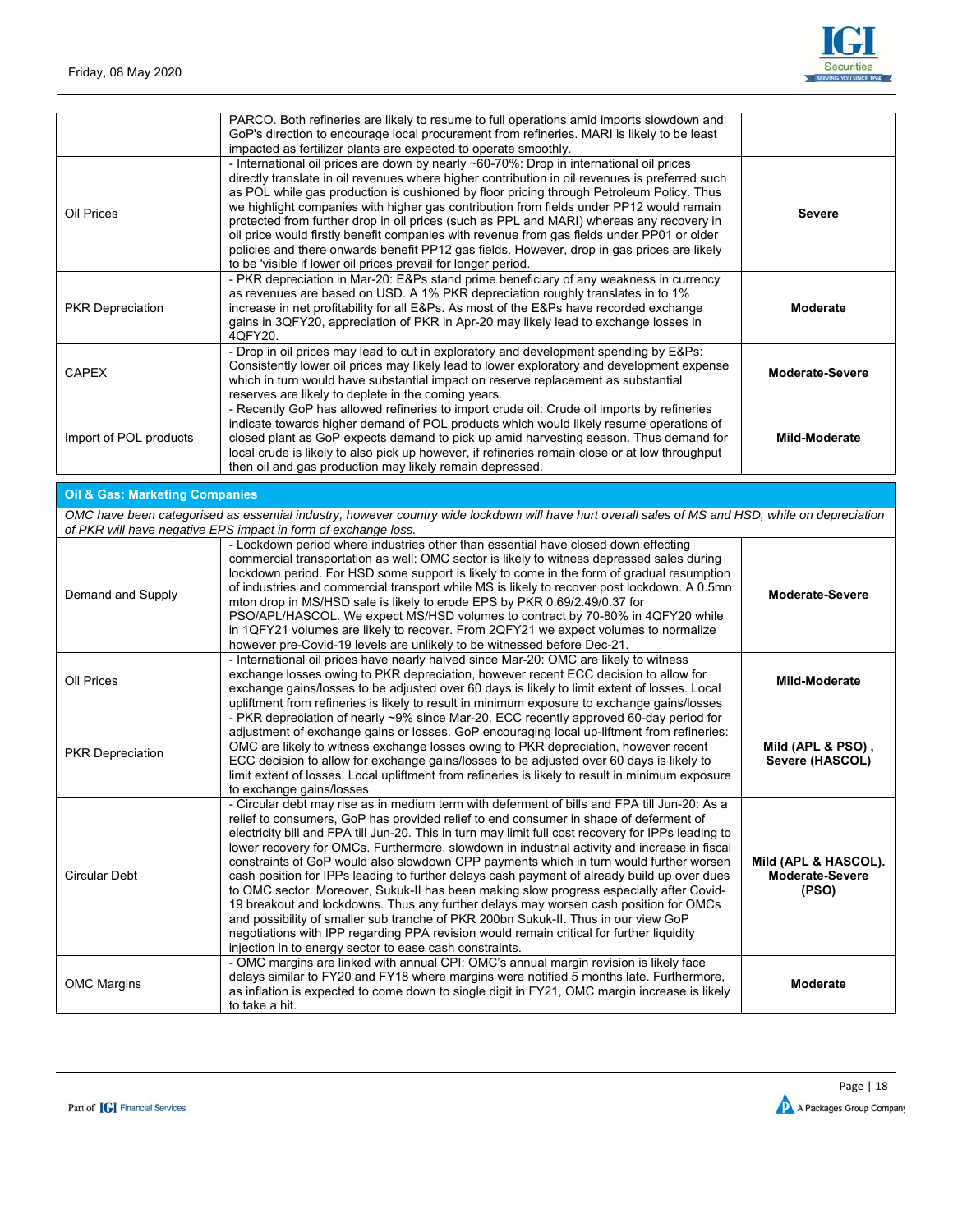| | | |
|---|---|---|
| | PARCO. Both refineries are likely to resume to full operations amid imports slowdown and GoP's direction to encourage local procurement from refineries. MARI is likely to be least impacted as fertilizer plants are expected to operate smoothly. | |
| Oil Prices | - International oil prices are down by nearly ~60-70%: Drop in international oil prices directly translate in oil revenues where higher contribution in oil revenues is preferred such as POL while gas production is cushioned by floor pricing through Petroleum Policy. Thus we highlight companies with higher gas contribution from fields under PP12 would remain protected from further drop in oil prices (such as PPL and MARI) whereas any recovery in oil price would firstly benefit companies with revenue from gas fields under PP01 or older policies and there onwards benefit PP12 gas fields. However, drop in gas prices are likely to be 'visible if lower oil prices prevail for longer period. | **Severe** |
| PKR Depreciation | - PKR depreciation in Mar-20: E&Ps stand prime beneficiary of any weakness in currency as revenues are based on USD. A 1% PKR depreciation roughly translates in to 1% increase in net profitability for all E&Ps. As most of the E&Ps have recorded exchange gains in 3QFY20, appreciation of PKR in Apr-20 may likely lead to exchange losses in 4QFY20. | **Moderate** |
| CAPEX | - Drop in oil prices may lead to cut in exploratory and development spending by E&Ps: Consistently lower oil prices may likely lead to lower exploratory and development expense which in turn would have substantial impact on reserve replacement as substantial reserves are likely to deplete in the coming years. | **Moderate-Severe** |
| Import of POL products | - Recently GoP has allowed refineries to import crude oil: Crude oil imports by refineries indicate towards higher demand of POL products which would likely resume operations of closed plant as GoP expects demand to pick up amid harvesting season. Thus demand for local crude is likely to also pick up however, if refineries remain close or at low throughput then oil and gas production may likely remain depressed. | **Mild-Moderate** |

**Oil & Gas: Marketing Companies**

*OMC have been categorised as essential industry, however country wide lockdown will have hurt overall sales of MS and HSD, while on depreciation of PKR will have negative EPS impact in form of exchange loss.*

| | | |
|---|---|---|
| Demand and Supply | - Lockdown period where industries other than essential have closed down effecting commercial transportation as well: OMC sector is likely to witness depressed sales during lockdown period. For HSD some support is likely to come in the form of gradual resumption of industries and commercial transport while MS is likely to recover post lockdown. A 0.5mn mton drop in MS/HSD sale is likely to erode EPS by PKR 0.69/2.49/0.37 for PSO/APL/HASCOL. We expect MS/HSD volumes to contract by 70-80% in 4QFY20 while in 1QFY21 volumes are likely to recover. From 2QFY21 we expect volumes to normalize however pre-Covid-19 levels are unlikely to be witnessed before Dec-21. | **Moderate-Severe** |
| Oil Prices | - International oil prices have nearly halved since Mar-20: OMC are likely to witness exchange losses owing to PKR depreciation, however recent ECC decision to allow for exchange gains/losses to be adjusted over 60 days is likely to limit extent of losses. Local upliftment from refineries is likely to result in minimum exposure to exchange gains/losses | **Mild-Moderate** |
| PKR Depreciation | - PKR depreciation of nearly ~9% since Mar-20. ECC recently approved 60-day period for adjustment of exchange gains or losses. GoP encouraging local up-liftment from refineries: OMC are likely to witness exchange losses owing to PKR depreciation, however recent ECC decision to allow for exchange gains/losses to be adjusted over 60 days is likely to limit extent of losses. Local upliftment from refineries is likely to result in minimum exposure to exchange gains/losses | **Mild (APL & PSO) , Severe (HASCOL)** |
| Circular Debt | - Circular debt may rise as in medium term with deferment of bills and FPA till Jun-20: As a relief to consumers, GoP has provided relief to end consumer in shape of deferment of electricity bill and FPA till Jun-20. This in turn may limit full cost recovery for IPPs leading to lower recovery for OMCs. Furthermore, slowdown in industrial activity and increase in fiscal constraints of GoP would also slowdown CPP payments which in turn would further worsen cash position for IPPs leading to further delays cash payment of already build up over dues to OMC sector. Moreover, Sukuk-II has been making slow progress especially after Covid-19 breakout and lockdowns. Thus any further delays may worsen cash position for OMCs and possibility of smaller sub tranche of PKR 200bn Sukuk-II. Thus in our view GoP negotiations with IPP regarding PPA revision would remain critical for further liquidity injection in to energy sector to ease cash constraints. | **Mild (APL & HASCOL). Moderate-Severe (PSO)** |
| OMC Margins | - OMC margins are linked with annual CPI: OMC's annual margin revision is likely face delays similar to FY20 and FY18 where margins were notified 5 months late. Furthermore, as inflation is expected to come down to single digit in FY21, OMC margin increase is likely to take a hit. | **Moderate** |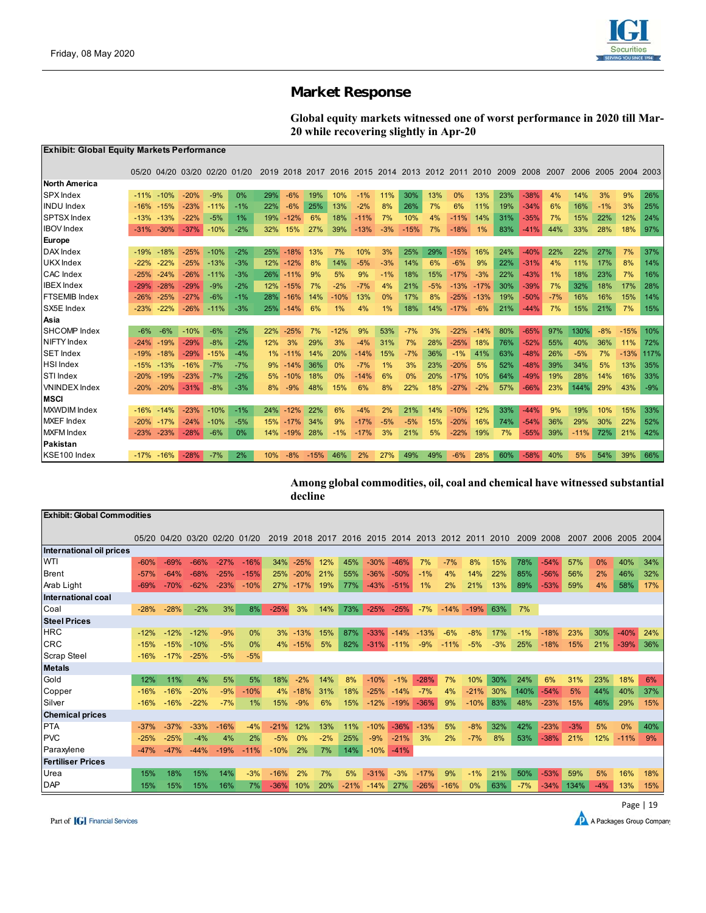## Market Response

**Global equity markets witnessed one of worst performance in 2020 till Mar-20 while recovering slightly in Apr-20**

**Exhibit: Global Equity Markets Performance**

| | 05/20 | 04/20 | 03/20 | 02/20 | 01/20 | 2019 | 2018 | 2017 | 2016 | 2015 | 2014 | 2013 | 2012 | 2011 | 2010 | 2009 | 2008 | 2007 | 2006 | 2005 | 2004 | 2003 |
|---|---|---|---|---|---|---|---|---|---|---|---|---|---|---|---|---|---|---|---|---|---|---|
| **North America** | | | | | | | | | | | | | | | | | | | | | | |
| SPX Index | -11% | -10% | -20% | -9% | 0% | 29% | -6% | 19% | 10% | -1% | 11% | 30% | 13% | 0% | 13% | 23% | -38% | 4% | 14% | 3% | 9% | 26% |
| INDU Index | -16% | -15% | -23% | -11% | -1% | 22% | -6% | 25% | 13% | -2% | 8% | 26% | 7% | 6% | 11% | 19% | -34% | 6% | 16% | -1% | 3% | 25% |
| SPTSX Index | -13% | -13% | -22% | -5% | 1% | 19% | -12% | 6% | 18% | -11% | 7% | 10% | 4% | -11% | 14% | 31% | -35% | 7% | 15% | 22% | 12% | 24% |
| IBOV Index | -31% | -30% | -37% | -10% | -2% | 32% | 15% | 27% | 39% | -13% | -3% | -15% | 7% | -18% | 1% | 83% | -41% | 44% | 33% | 28% | 18% | 97% |
| **Europe** | | | | | | | | | | | | | | | | | | | | | | |
| DAX Index | -19% | -18% | -25% | -10% | -2% | 25% | -18% | 13% | 7% | 10% | 3% | 25% | 29% | -15% | 16% | 24% | -40% | 22% | 22% | 27% | 7% | 37% |
| UKX Index | -22% | -22% | -25% | -13% | -3% | 12% | -12% | 8% | 14% | -5% | -3% | 14% | 6% | -6% | 9% | 22% | -31% | 4% | 11% | 17% | 8% | 14% |
| CAC Index | -25% | -24% | -26% | -11% | -3% | 26% | -11% | 9% | 5% | 9% | -1% | 18% | 15% | -17% | -3% | 22% | -43% | 1% | 18% | 23% | 7% | 16% |
| IBEX Index | -29% | -28% | -29% | -9% | -2% | 12% | -15% | 7% | -2% | -7% | 4% | 21% | -5% | -13% | -17% | 30% | -39% | 7% | 32% | 18% | 17% | 28% |
| FTSEMIB Index | -26% | -25% | -27% | -6% | -1% | 28% | -16% | 14% | -10% | 13% | 0% | 17% | 8% | -25% | -13% | 19% | -50% | -7% | 16% | 16% | 15% | 14% |
| SX5E Index | -23% | -22% | -26% | -11% | -3% | 25% | -14% | 6% | 1% | 4% | 1% | 18% | 14% | -17% | -6% | 21% | -44% | 7% | 15% | 21% | 7% | 15% |
| **Asia** | | | | | | | | | | | | | | | | | | | | | | |
| SHCOMP Index | -6% | -6% | -10% | -6% | -2% | 22% | -25% | 7% | -12% | 9% | 53% | -7% | 3% | -22% | -14% | 80% | -65% | 97% | 130% | -8% | -15% | 10% |
| NIFTY Index | -24% | -19% | -29% | -8% | -2% | 12% | 3% | 29% | 3% | -4% | 31% | 7% | 28% | -25% | 18% | 76% | -52% | 55% | 40% | 36% | 11% | 72% |
| SET Index | -19% | -18% | -29% | -15% | -4% | 1% | -11% | 14% | 20% | -14% | 15% | -7% | 36% | -1% | 41% | 63% | -48% | 26% | -5% | 7% | -13% | 117% |
| HSI Index | -15% | -13% | -16% | -7% | -7% | 9% | -14% | 36% | 0% | -7% | 1% | 3% | 23% | -20% | 5% | 52% | -48% | 39% | 34% | 5% | 13% | 35% |
| STI Index | -20% | -19% | -23% | -7% | -2% | 5% | -10% | 18% | 0% | -14% | 6% | 0% | 20% | -17% | 10% | 64% | -49% | 19% | 28% | 14% | 16% | 33% |
| VNINDEX Index | -20% | -20% | -31% | -8% | -3% | 8% | -9% | 48% | 15% | 6% | 8% | 22% | 18% | -27% | -2% | 57% | -66% | 23% | 144% | 29% | 43% | -9% |
| **MSCI** | | | | | | | | | | | | | | | | | | | | | | |
| MXWDIM Index | -16% | -14% | -23% | -10% | -1% | 24% | -12% | 22% | 6% | -4% | 2% | 21% | 14% | -10% | 12% | 33% | -44% | 9% | 19% | 10% | 15% | 33% |
| MXEF Index | -20% | -17% | -24% | -10% | -5% | 15% | -17% | 34% | 9% | -17% | -5% | -5% | 15% | -20% | 16% | 74% | -54% | 36% | 29% | 30% | 22% | 52% |
| MXFM Index | -23% | -23% | -28% | -6% | 0% | 14% | -19% | 28% | -1% | -17% | 3% | 21% | 5% | -22% | 19% | 7% | -55% | 39% | -11% | 72% | 21% | 42% |
| **Pakistan** | | | | | | | | | | | | | | | | | | | | | | |
| KSE100 Index | -17% | -16% | -28% | -7% | 2% | 10% | -8% | -15% | 46% | 2% | 27% | 49% | 49% | -6% | 28% | 60% | -58% | 40% | 5% | 54% | 39% | 66% |

**Among global commodities, oil, coal and chemical have witnessed substantial decline**

**Exhibit: Global Commodities**

| | 05/20 | 04/20 | 03/20 | 02/20 | 01/20 | 2019 | 2018 | 2017 | 2016 | 2015 | 2014 | 2013 | 2012 | 2011 | 2010 | 2009 | 2008 | 2007 | 2006 | 2005 | 2004 |
|---|---|---|---|---|---|---|---|---|---|---|---|---|---|---|---|---|---|---|---|---|---|
| **International oil prices** | | | | | | | | | | | | | | | | | | | | | |
| WTI | -60% | -69% | -66% | -27% | -16% | 34% | -25% | 12% | 45% | -30% | -46% | 7% | -7% | 8% | 15% | 78% | -54% | 57% | 0% | 40% | 34% |
| Brent | -57% | -64% | -68% | -25% | -15% | 25% | -20% | 21% | 55% | -36% | -50% | -1% | 4% | 14% | 22% | 85% | -56% | 56% | 2% | 46% | 32% |
| Arab Light | -69% | -70% | -62% | -23% | -10% | 27% | -17% | 19% | 77% | -43% | -51% | 1% | 2% | 21% | 13% | 89% | -53% | 59% | 4% | 58% | 17% |
| **International coal** | | | | | | | | | | | | | | | | | | | | | |
| Coal | -28% | -28% | -2% | 3% | 8% | -25% | 3% | 14% | 73% | -25% | -25% | -7% | -14% | -19% | 63% | 7% | | | | | |
| **Steel Prices** | | | | | | | | | | | | | | | | | | | | | |
| HRC | -12% | -12% | -12% | -9% | 0% | 3% | -13% | 15% | 87% | -33% | -14% | -13% | -6% | -8% | 17% | -1% | -18% | 23% | 30% | -40% | 24% |
| CRC | -15% | -15% | -10% | -5% | 0% | 4% | -15% | 5% | 82% | -31% | -11% | -9% | -11% | -5% | -3% | 25% | -18% | 15% | 21% | -39% | 36% |
| Scrap Steel | -16% | -17% | -25% | -5% | -5% | | | | | | | | | | | | | | | | |
| **Metals** | | | | | | | | | | | | | | | | | | | | | |
| Gold | 12% | 11% | 4% | 5% | 5% | 18% | -2% | 14% | 8% | -10% | -1% | -28% | 7% | 10% | 30% | 24% | 6% | 31% | 23% | 18% | 6% |
| Copper | -16% | -16% | -20% | -9% | -10% | 4% | -18% | 31% | 18% | -25% | -14% | -7% | 4% | -21% | 30% | 140% | -54% | 5% | 44% | 40% | 37% |
| Silver | -16% | -16% | -22% | -7% | 1% | 15% | -9% | 6% | 15% | -12% | -19% | -36% | 9% | -10% | 83% | 48% | -23% | 15% | 46% | 29% | 15% |
| **Chemical prices** | | | | | | | | | | | | | | | | | | | | | |
| PTA | -37% | -37% | -33% | -16% | -4% | -21% | 12% | 13% | 11% | -10% | -36% | -13% | 5% | -8% | 32% | 42% | -23% | -3% | 5% | 0% | 40% |
| PVC | -25% | -25% | -4% | 4% | 2% | -5% | 0% | -2% | 25% | -9% | -21% | 3% | 2% | -7% | 8% | 53% | -38% | 21% | 12% | -11% | 9% |
| Paraxylene | -47% | -47% | -44% | -19% | -11% | -10% | 2% | 7% | 14% | -10% | -41% | | | | | | | | | | |
| **Fertiliser Prices** | | | | | | | | | | | | | | | | | | | | | |
| Urea | 15% | 18% | 15% | 14% | -3% | -16% | 2% | 7% | 5% | -31% | -3% | -17% | 9% | -1% | 21% | 50% | -53% | 59% | 5% | 16% | 18% |
| DAP | 15% | 15% | 15% | 16% | 7% | -36% | 10% | 20% | -21% | -14% | 27% | -26% | -16% | 0% | 63% | -7% | -34% | 134% | -4% | 13% | 15% |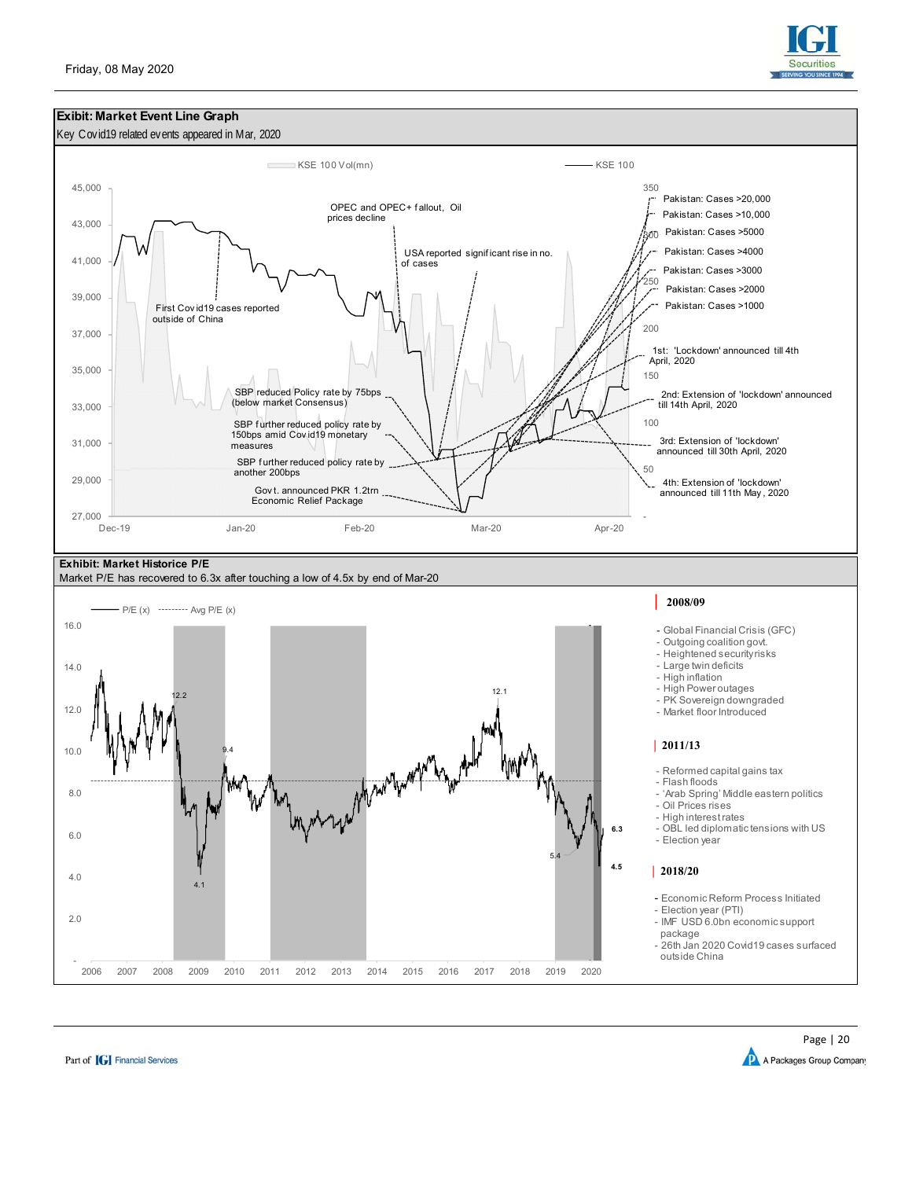Friday, 08 May 2020

**Exibit: Market Event Line Graph**

Key Covid19 related events appeared in Mar, 2020

KSE 100 Vol(mn) — KSE 100

- First Covid19 cases reported outside of China
- OPEC and OPEC+ fallout, Oil prices decline
- USA reported significant rise in no. of cases
- SBP reduced Policy rate by 75bps (below market Consensus)
- SBP further reduced policy rate by 150bps amid Covid19 monetary measures
- SBP further reduced policy rate by another 200bps
- Govt. announced PKR 1.2trn Economic Relief Package
- Pakistan: Cases >20,000
- Pakistan: Cases >10,000
- Pakistan: Cases >5000
- Pakistan: Cases >4000
- Pakistan: Cases >3000
- Pakistan: Cases >2000
- Pakistan: Cases >1000
- 1st: 'Lockdown' announced till 4th April, 2020
- 2nd: Extension of 'lockdown' announced till 14th April, 2020
- 3rd: Extension of 'lockdown' announced till 30th April, 2020
- 4th: Extension of 'lockdown' announced till 11th May, 2020

**Exhibit: Market Historice P/E**

Market P/E has recovered to 6.3x after touching a low of 4.5x by end of Mar-20

P/E (x) --------- Avg P/E (x)

**2008/09**

- Global Financial Crisis (GFC)
- Outgoing coalition govt.
- Heightened security risks
- Large twin deficits
- High inflation
- High Power outages
- PK Sovereign downgraded
- Market floor Introduced

**2011/13**

- Reformed capital gains tax
- Flash floods
- 'Arab Spring' Middle eastern politics
- Oil Prices rises
- High interest rates
- OBL led diplomatic tensions with US
- Election year

**2018/20**

- Economic Reform Process Initiated
- Election year (PTI)
- IMF USD 6.0bn economic support package
- 26th Jan 2020 Covid19 cases surfaced outside China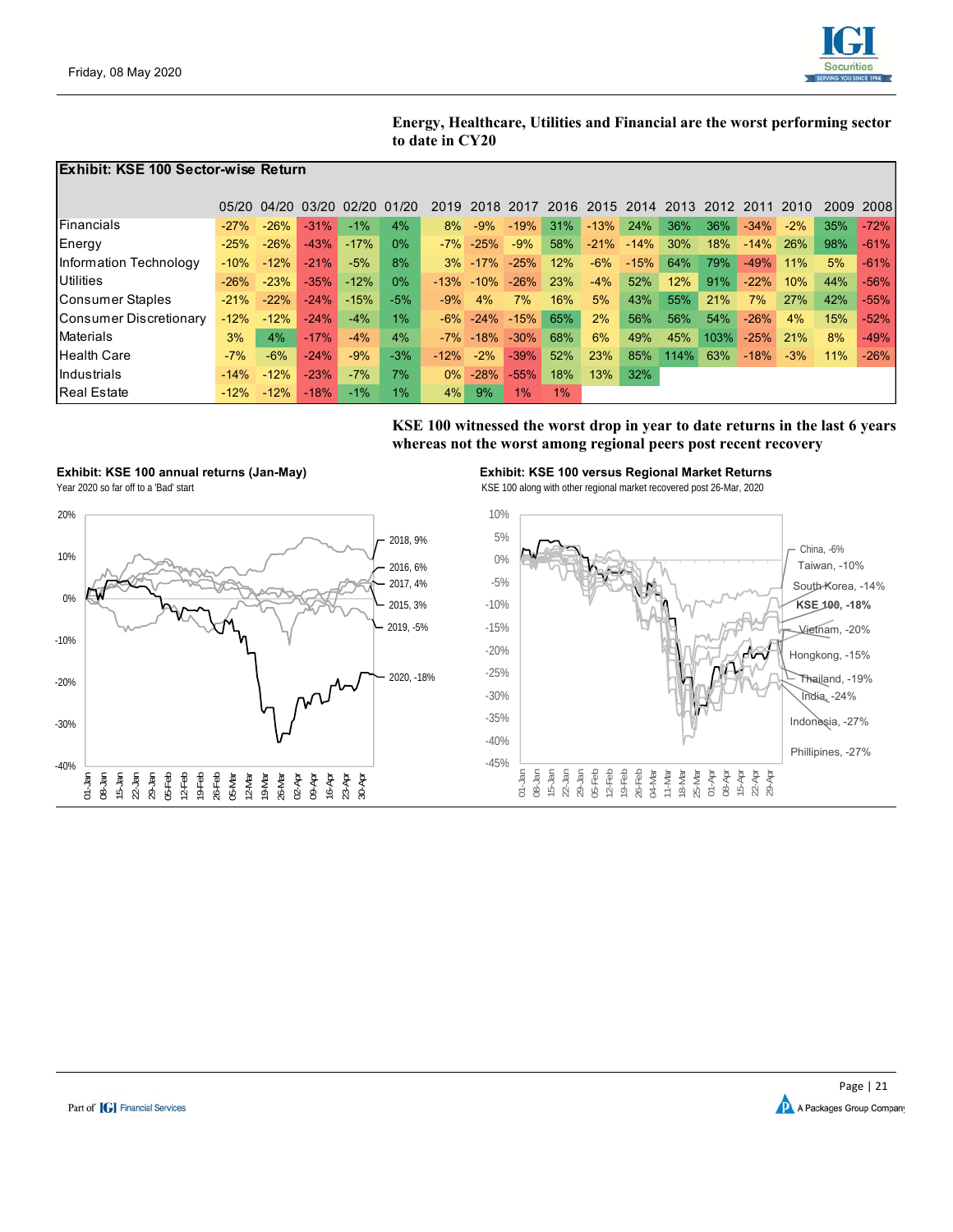**Energy, Healthcare, Utilities and Financial are the worst performing sector to date in CY20**

**Exhibit: KSE 100 Sector-wise Return**

| | 05/20 | 04/20 | 03/20 | 02/20 | 01/20 | 2019 | 2018 | 2017 | 2016 | 2015 | 2014 | 2013 | 2012 | 2011 | 2010 | 2009 | 2008 |
|---|---|---|---|---|---|---|---|---|---|---|---|---|---|---|---|---|---|
| Financials | -27% | -26% | -31% | -1% | 4% | 8% | -9% | -19% | 31% | -13% | 24% | 36% | 36% | -34% | -2% | 35% | -72% |
| Energy | -25% | -26% | -43% | -17% | 0% | -7% | -25% | -9% | 58% | -21% | -14% | 30% | 18% | -14% | 26% | 98% | -61% |
| Information Technology | -10% | -12% | -21% | -5% | 8% | 3% | -17% | -25% | 12% | -6% | -15% | 64% | 79% | -49% | 11% | 5% | -61% |
| Utilities | -26% | -23% | -35% | -12% | 0% | -13% | -10% | -26% | 23% | -4% | 52% | 12% | 91% | -22% | 10% | 44% | -56% |
| Consumer Staples | -21% | -22% | -24% | -15% | -5% | -9% | 4% | 7% | 16% | 5% | 43% | 55% | 21% | 7% | 27% | 42% | -55% |
| Consumer Discretionary | -12% | -12% | -24% | -4% | 1% | -6% | -24% | -15% | 65% | 2% | 56% | 56% | 54% | -26% | 4% | 15% | -52% |
| Materials | 3% | 4% | -17% | -4% | 4% | -7% | -18% | -30% | 68% | 6% | 49% | 45% | 103% | -25% | 21% | 8% | -49% |
| Health Care | -7% | -6% | -24% | -9% | -3% | -12% | -2% | -39% | 52% | 23% | 85% | 114% | 63% | -18% | -3% | 11% | -26% |
| Industrials | -14% | -12% | -23% | -7% | 7% | 0% | -28% | -55% | 18% | 13% | 32% | | | | | | |
| Real Estate | -12% | -12% | -18% | -1% | 1% | 4% | 9% | 1% | 1% | | | | | | | | |

**KSE 100 witnessed the worst drop in year to date returns in the last 6 years whereas not the worst among regional peers post recent recovery**

**Exhibit: KSE 100 annual returns (Jan-May)**

Year 2020 so far off to a 'Bad' start

**Exhibit: KSE 100 versus Regional Market Returns**

KSE 100 along with other regional market recovered post 26-Mar, 2020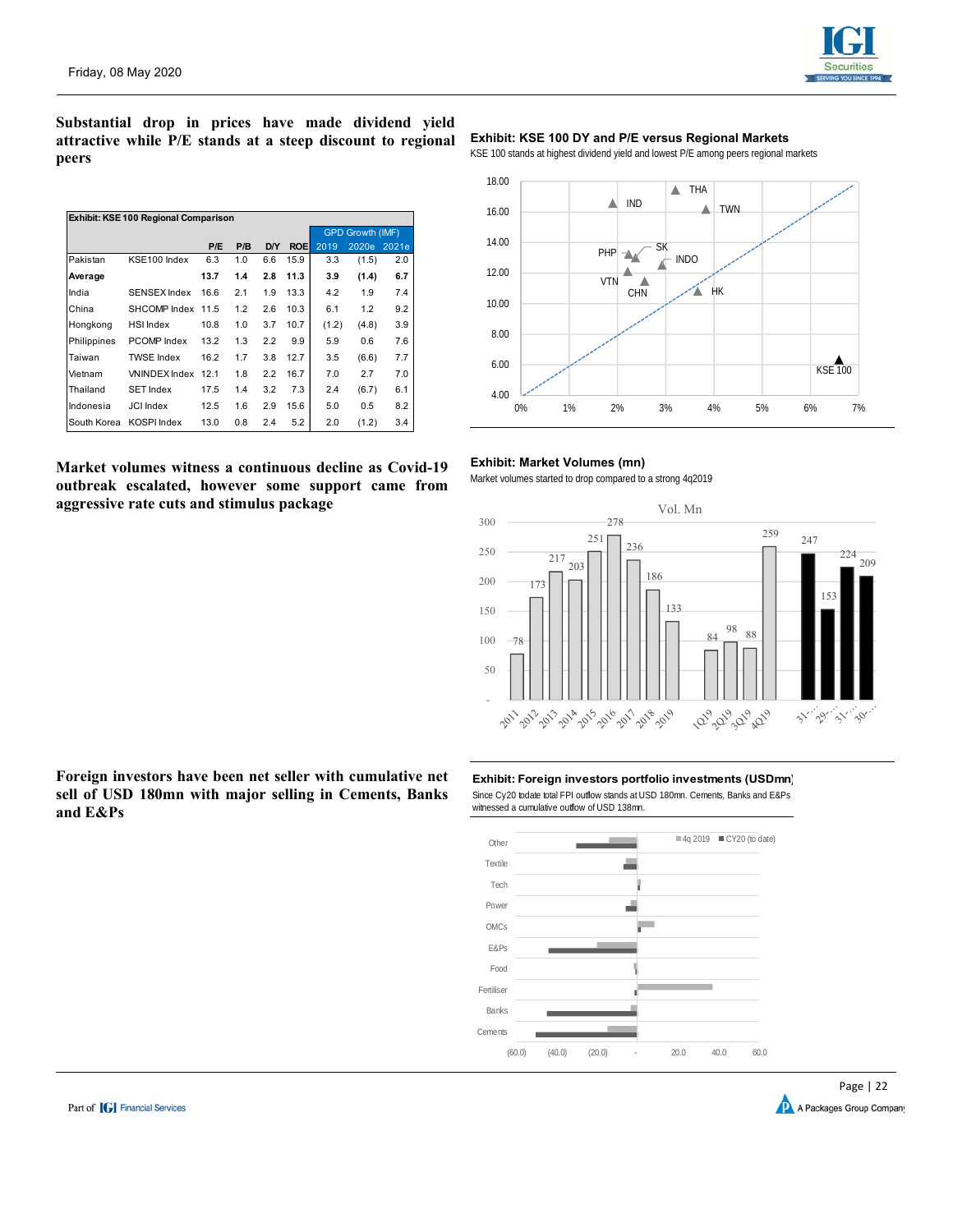**Substantial drop in prices have made dividend yield attractive while P/E stands at a steep discount to regional peers**

**Exhibit: KSE 100 Regional Comparison**

| | | P/E | P/B | D/Y | ROE | GPD Growth (IMF) 2019 | 2020e | 2021e |
|---|---|---|---|---|---|---|---|---|
| Pakistan | KSE100 Index | 6.3 | 1.0 | 6.6 | 15.9 | 3.3 | (1.5) | 2.0 |
| **Average** | | **13.7** | **1.4** | **2.8** | **11.3** | **3.9** | **(1.4)** | **6.7** |
| India | SENSEX Index | 16.6 | 2.1 | 1.9 | 13.3 | 4.2 | 1.9 | 7.4 |
| China | SHCOMP Index | 11.5 | 1.2 | 2.6 | 10.3 | 6.1 | 1.2 | 9.2 |
| Hongkong | HSI Index | 10.8 | 1.0 | 3.7 | 10.7 | (1.2) | (4.8) | 3.9 |
| Philippines | PCOMP Index | 13.2 | 1.3 | 2.2 | 9.9 | 5.9 | 0.6 | 7.6 |
| Taiwan | TWSE Index | 16.2 | 1.7 | 3.8 | 12.7 | 3.5 | (6.6) | 7.7 |
| Vietnam | VNINDEX Index | 12.1 | 1.8 | 2.2 | 16.7 | 7.0 | 2.7 | 7.0 |
| Thailand | SET Index | 17.5 | 1.4 | 3.2 | 7.3 | 2.4 | (6.7) | 6.1 |
| Indonesia | JCI Index | 12.5 | 1.6 | 2.9 | 15.6 | 5.0 | 0.5 | 8.2 |
| South Korea | KOSPI Index | 13.0 | 0.8 | 2.4 | 5.2 | 2.0 | (1.2) | 3.4 |

**Exhibit: KSE 100 DY and P/E versus Regional Markets**

KSE 100 stands at highest dividend yield and lowest P/E among peers regional markets

**Market volumes witness a continuous decline as Covid-19 outbreak escalated, however some support came from aggressive rate cuts and stimulus package**

**Exhibit: Market Volumes (mn)**

Market volumes started to drop compared to a strong 4q2019

**Foreign investors have been net seller with cumulative net sell of USD 180mn with major selling in Cements, Banks and E&Ps**

**Exhibit: Foreign investors portfolio investments (USDmn)**

Since Cy20 todate total FPI outflow stands at USD 180mn. Cements, Banks and E&Ps witnessed a cumulative outflow of USD 138mn.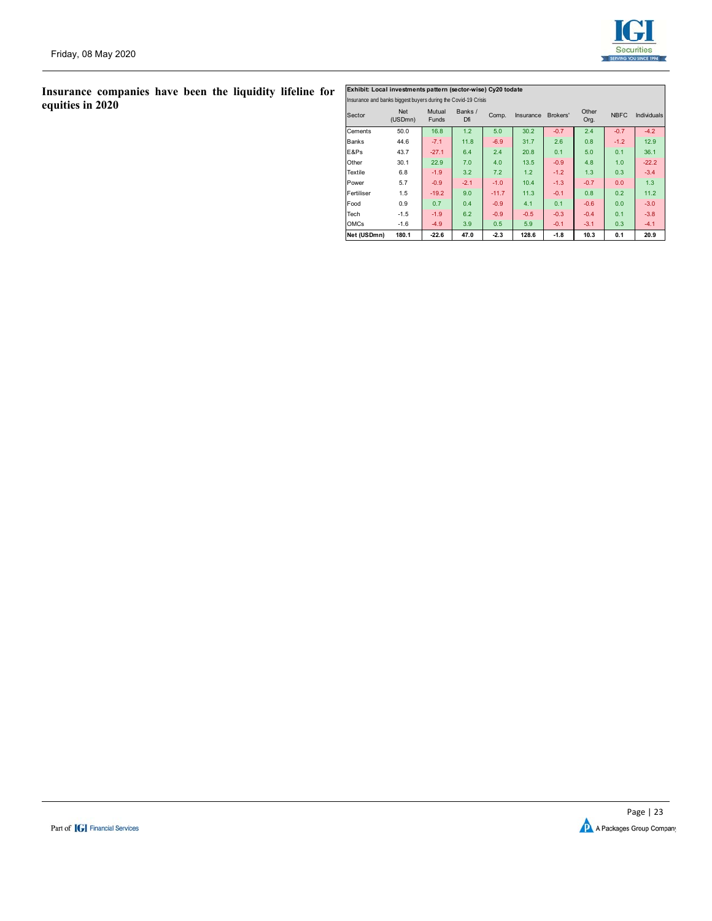**Insurance companies have been the liquidity lifeline for equities in 2020**

**Exhibit: Local investments pattern (sector-wise) Cy20 todate**

Insurance and banks biggest buyers during the Covid-19 Crisis

| Sector | Net (USDmn) | Mutual Funds | Banks / Dfi | Comp. | Insurance | Brokers' | Other Org. | NBFC | Individuals |
|---|---|---|---|---|---|---|---|---|---|
| Cements | 50.0 | 16.8 | 1.2 | 5.0 | 30.2 | -0.7 | 2.4 | -0.7 | -4.2 |
| Banks | 44.6 | -7.1 | 11.8 | -6.9 | 31.7 | 2.6 | 0.8 | -1.2 | 12.9 |
| E&Ps | 43.7 | -27.1 | 6.4 | 2.4 | 20.8 | 0.1 | 5.0 | 0.1 | 36.1 |
| Other | 30.1 | 22.9 | 7.0 | 4.0 | 13.5 | -0.9 | 4.8 | 1.0 | -22.2 |
| Textile | 6.8 | -1.9 | 3.2 | 7.2 | 1.2 | -1.2 | 1.3 | 0.3 | -3.4 |
| Power | 5.7 | -0.9 | -2.1 | -1.0 | 10.4 | -1.3 | -0.7 | 0.0 | 1.3 |
| Fertiliser | 1.5 | -19.2 | 9.0 | -11.7 | 11.3 | -0.1 | 0.8 | 0.2 | 11.2 |
| Food | 0.9 | 0.7 | 0.4 | -0.9 | 4.1 | 0.1 | -0.6 | 0.0 | -3.0 |
| Tech | -1.5 | -1.9 | 6.2 | -0.9 | -0.5 | -0.3 | -0.4 | 0.1 | -3.8 |
| OMCs | -1.6 | -4.9 | 3.9 | 0.5 | 5.9 | -0.1 | -3.1 | 0.3 | -4.1 |
| **Net (USDmn)** | **180.1** | **-22.6** | **47.0** | **-2.3** | **128.6** | **-1.8** | **10.3** | **0.1** | **20.9** |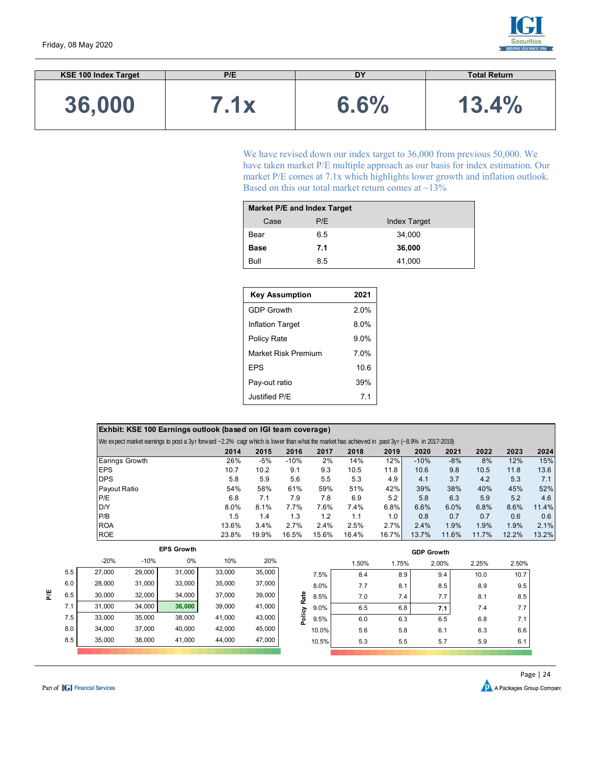| KSE 100 Index Target | P/E | DY | Total Return |
|---|---|---|---|
| 36,000 | 7.1x | 6.6% | 13.4% |

We have revised down our index target to 36,000 from previous 50,000. We have taken market P/E multiple approach as our basis for index estimation. Our market P/E comes at 7.1x which highlights lower growth and inflation outlook. Based on this our total market return comes at ~13%

| Market P/E and Index Target | | |
|---|---|---|
| Case | P/E | Index Target |
| Bear | 6.5 | 34,000 |
| **Base** | **7.1** | **36,000** |
| Bull | 8.5 | 41,000 |

| Key Assumption | 2021 |
|---|---|
| GDP Growth | 2.0% |
| Inflation Target | 8.0% |
| Policy Rate | 9.0% |
| Market Risk Premium | 7.0% |
| EPS | 10.6 |
| Pay-out ratio | 39% |
| Justified P/E | 7.1 |

**Exhbit: KSE 100 Earnings outlook (based on IGI team coverage)**

We expect market earnings to post a 3yr forward ~2.2% cagr which is lower than what the market has achieved in past 3yr (~8.9% in 2017-2019)

| | 2014 | 2015 | 2016 | 2017 | 2018 | 2019 | 2020 | 2021 | 2022 | 2023 | 2024 |
|---|---|---|---|---|---|---|---|---|---|---|---|
| Earings Growth | 26% | -5% | -10% | 2% | 14% | 12% | -10% | -8% | 8% | 12% | 15% |
| EPS | 10.7 | 10.2 | 9.1 | 9.3 | 10.5 | 11.8 | 10.6 | 9.8 | 10.5 | 11.8 | 13.6 |
| DPS | 5.8 | 5.9 | 5.6 | 5.5 | 5.3 | 4.9 | 4.1 | 3.7 | 4.2 | 5.3 | 7.1 |
| Payout Ratio | 54% | 58% | 61% | 59% | 51% | 42% | 39% | 38% | 40% | 45% | 52% |
| P/E | 6.8 | 7.1 | 7.9 | 7.8 | 6.9 | 5.2 | 5.8 | 6.3 | 5.9 | 5.2 | 4.6 |
| D/Y | 8.0% | 8.1% | 7.7% | 7.6% | 7.4% | 6.8% | 6.6% | 6.0% | 6.8% | 8.6% | 11.4% |
| P/B | 1.5 | 1.4 | 1.3 | 1.2 | 1.1 | 1.0 | 0.8 | 0.7 | 0.7 | 0.6 | 0.6 |
| ROA | 13.6% | 3.4% | 2.7% | 2.4% | 2.5% | 2.7% | 2.4% | 1.9% | 1.9% | 1.9% | 2.1% |
| ROE | 23.8% | 19.9% | 16.5% | 15.6% | 16.4% | 16.7% | 13.7% | 11.6% | 11.7% | 12.2% | 13.2% |

| P/E \ EPS Growth | -20% | -10% | 0% | 10% | 20% |
|---|---|---|---|---|---|
| 5.5 | 27,000 | 29,000 | 31,000 | 33,000 | 35,000 |
| 6.0 | 28,000 | 31,000 | 33,000 | 35,000 | 37,000 |
| 6.5 | 30,000 | 32,000 | 34,000 | 37,000 | 39,000 |
| 7.1 | 31,000 | 34,000 | 36,000 | 39,000 | 41,000 |
| 7.5 | 33,000 | 35,000 | 38,000 | 41,000 | 43,000 |
| 8.0 | 34,000 | 37,000 | 40,000 | 42,000 | 45,000 |
| 8.5 | 35,000 | 38,000 | 41,000 | 44,000 | 47,000 |

| Policy Rate \ GDP Growth | 1.50% | 1.75% | 2.00% | 2.25% | 2.50% |
|---|---|---|---|---|---|
| 7.5% | 8.4 | 8.9 | 9.4 | 10.0 | 10.7 |
| 8.0% | 7.7 | 8.1 | 8.5 | 8.9 | 9.5 |
| 8.5% | 7.0 | 7.4 | 7.7 | 8.1 | 8.5 |
| 9.0% | 6.5 | 6.8 | 7.1 | 7.4 | 7.7 |
| 9.5% | 6.0 | 6.3 | 6.5 | 6.8 | 7.1 |
| 10.0% | 5.6 | 5.8 | 6.1 | 6.3 | 6.6 |
| 10.5% | 5.3 | 5.5 | 5.7 | 5.9 | 6.1 |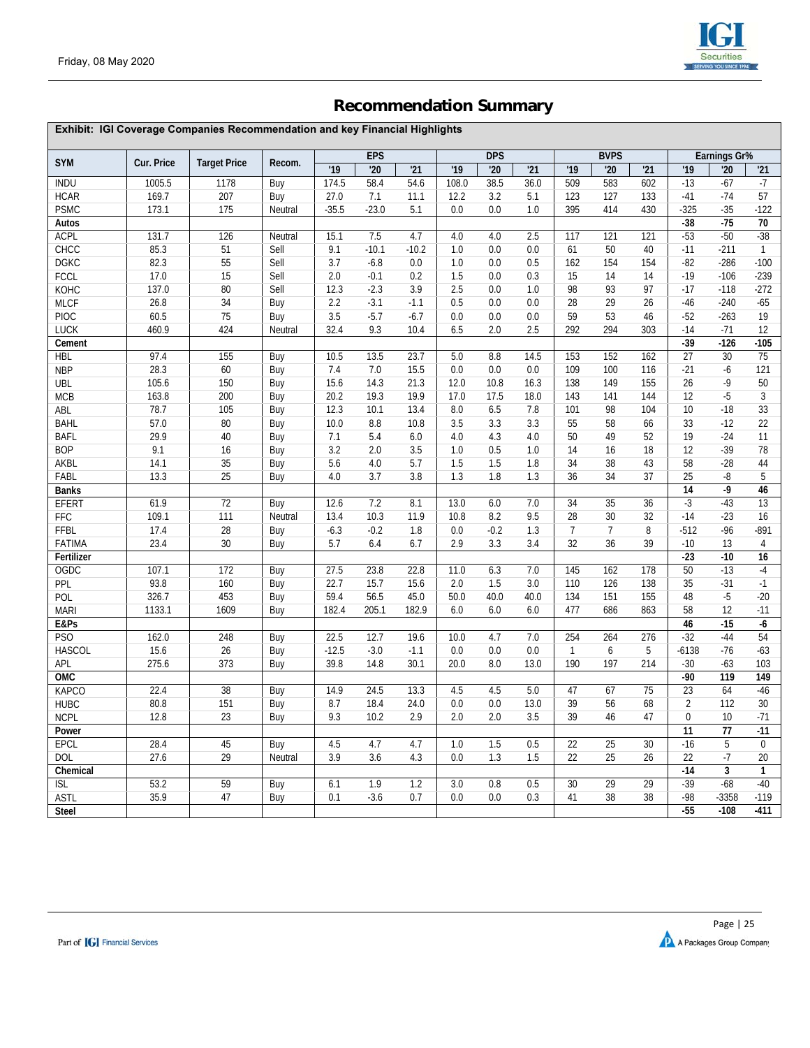Friday, 08 May 2020

# Recommendation Summary

**Exhibit: IGI Coverage Companies Recommendation and key Financial Highlights**

| SYM | Cur. Price | Target Price | Recom. | EPS | | | DPS | | | BVPS | | | Earnings Gr% | | |
|---|---|---|---|---|---|---|---|---|---|---|---|---|---|---|---|
| | | | | '19 | '20 | '21 | '19 | '20 | '21 | '19 | '20 | '21 | '19 | '20 | '21 |
| INDU | 1005.5 | 1178 | Buy | 174.5 | 58.4 | 54.6 | 108.0 | 38.5 | 36.0 | 509 | 583 | 602 | -13 | -67 | -7 |
| HCAR | 169.7 | 207 | Buy | 27.0 | 7.1 | 11.1 | 12.2 | 3.2 | 5.1 | 123 | 127 | 133 | -41 | -74 | 57 |
| PSMC | 173.1 | 175 | Neutral | -35.5 | -23.0 | 5.1 | 0.0 | 0.0 | 1.0 | 395 | 414 | 430 | -325 | -35 | -122 |
| **Autos** | | | | | | | | | | | | | **-38** | **-75** | **70** |
| ACPL | 131.7 | 126 | Neutral | 15.1 | 7.5 | 4.7 | 4.0 | 4.0 | 2.5 | 117 | 121 | 121 | -53 | -50 | -38 |
| CHCC | 85.3 | 51 | Sell | 9.1 | -10.1 | -10.2 | 1.0 | 0.0 | 0.0 | 61 | 50 | 40 | -11 | -211 | 1 |
| DGKC | 82.3 | 55 | Sell | 3.7 | -6.8 | 0.0 | 1.0 | 0.0 | 0.5 | 162 | 154 | 154 | -82 | -286 | -100 |
| FCCL | 17.0 | 15 | Sell | 2.0 | -0.1 | 0.2 | 1.5 | 0.0 | 0.3 | 15 | 14 | 14 | -19 | -106 | -239 |
| KOHC | 137.0 | 80 | Sell | 12.3 | -2.3 | 3.9 | 2.5 | 0.0 | 1.0 | 98 | 93 | 97 | -17 | -118 | -272 |
| MLCF | 26.8 | 34 | Buy | 2.2 | -3.1 | -1.1 | 0.5 | 0.0 | 0.0 | 28 | 29 | 26 | -46 | -240 | -65 |
| PIOC | 60.5 | 75 | Buy | 3.5 | -5.7 | -6.7 | 0.0 | 0.0 | 0.0 | 59 | 53 | 46 | -52 | -263 | 19 |
| LUCK | 460.9 | 424 | Neutral | 32.4 | 9.3 | 10.4 | 6.5 | 2.0 | 2.5 | 292 | 294 | 303 | -14 | -71 | 12 |
| **Cement** | | | | | | | | | | | | | **-39** | **-126** | **-105** |
| HBL | 97.4 | 155 | Buy | 10.5 | 13.5 | 23.7 | 5.0 | 8.8 | 14.5 | 153 | 152 | 162 | 27 | 30 | 75 |
| NBP | 28.3 | 60 | Buy | 7.4 | 7.0 | 15.5 | 0.0 | 0.0 | 0.0 | 109 | 100 | 116 | -21 | -6 | 121 |
| UBL | 105.6 | 150 | Buy | 15.6 | 14.3 | 21.3 | 12.0 | 10.8 | 16.3 | 138 | 149 | 155 | 26 | -9 | 50 |
| MCB | 163.8 | 200 | Buy | 20.2 | 19.3 | 19.9 | 17.0 | 17.5 | 18.0 | 143 | 141 | 144 | 12 | -5 | 3 |
| ABL | 78.7 | 105 | Buy | 12.3 | 10.1 | 13.4 | 8.0 | 6.5 | 7.8 | 101 | 98 | 104 | 10 | -18 | 33 |
| BAHL | 57.0 | 80 | Buy | 10.0 | 8.8 | 10.8 | 3.5 | 3.3 | 3.3 | 55 | 58 | 66 | 33 | -12 | 22 |
| BAFL | 29.9 | 40 | Buy | 7.1 | 5.4 | 6.0 | 4.0 | 4.3 | 4.0 | 50 | 49 | 52 | 19 | -24 | 11 |
| BOP | 9.1 | 16 | Buy | 3.2 | 2.0 | 3.5 | 1.0 | 0.5 | 1.0 | 14 | 16 | 18 | 12 | -39 | 78 |
| AKBL | 14.1 | 35 | Buy | 5.6 | 4.0 | 5.7 | 1.5 | 1.5 | 1.8 | 34 | 38 | 43 | 58 | -28 | 44 |
| FABL | 13.3 | 25 | Buy | 4.0 | 3.7 | 3.8 | 1.3 | 1.8 | 1.3 | 36 | 34 | 37 | 25 | -8 | 5 |
| **Banks** | | | | | | | | | | | | | **14** | **-9** | **46** |
| EFERT | 61.9 | 72 | Buy | 12.6 | 7.2 | 8.1 | 13.0 | 6.0 | 7.0 | 34 | 35 | 36 | -3 | -43 | 13 |
| FFC | 109.1 | 111 | Neutral | 13.4 | 10.3 | 11.9 | 10.8 | 8.2 | 9.5 | 28 | 30 | 32 | -14 | -23 | 16 |
| FFBL | 17.4 | 28 | Buy | -6.3 | -0.2 | 1.8 | 0.0 | -0.2 | 1.3 | 7 | 7 | 8 | -512 | -96 | -891 |
| FATIMA | 23.4 | 30 | Buy | 5.7 | 6.4 | 6.7 | 2.9 | 3.3 | 3.4 | 32 | 36 | 39 | -10 | 13 | 4 |
| **Fertilizer** | | | | | | | | | | | | | **-23** | **-10** | **16** |
| OGDC | 107.1 | 172 | Buy | 27.5 | 23.8 | 22.8 | 11.0 | 6.3 | 7.0 | 145 | 162 | 178 | 50 | -13 | -4 |
| PPL | 93.8 | 160 | Buy | 22.7 | 15.7 | 15.6 | 2.0 | 1.5 | 3.0 | 110 | 126 | 138 | 35 | -31 | -1 |
| POL | 326.7 | 453 | Buy | 59.4 | 56.5 | 45.0 | 50.0 | 40.0 | 40.0 | 134 | 151 | 155 | 48 | -5 | -20 |
| MARI | 1133.1 | 1609 | Buy | 182.4 | 205.1 | 182.9 | 6.0 | 6.0 | 6.0 | 477 | 686 | 863 | 58 | 12 | -11 |
| **E&Ps** | | | | | | | | | | | | | **46** | **-15** | **-6** |
| PSO | 162.0 | 248 | Buy | 22.5 | 12.7 | 19.6 | 10.0 | 4.7 | 7.0 | 254 | 264 | 276 | -32 | -44 | 54 |
| HASCOL | 15.6 | 26 | Buy | -12.5 | -3.0 | -1.1 | 0.0 | 0.0 | 0.0 | 1 | 6 | 5 | -6138 | -76 | -63 |
| APL | 275.6 | 373 | Buy | 39.8 | 14.8 | 30.1 | 20.0 | 8.0 | 13.0 | 190 | 197 | 214 | -30 | -63 | 103 |
| **OMC** | | | | | | | | | | | | | **-90** | **119** | **149** |
| KAPCO | 22.4 | 38 | Buy | 14.9 | 24.5 | 13.3 | 4.5 | 4.5 | 5.0 | 47 | 67 | 75 | 23 | 64 | -46 |
| HUBC | 80.8 | 151 | Buy | 8.7 | 18.4 | 24.0 | 0.0 | 0.0 | 13.0 | 39 | 56 | 68 | 2 | 112 | 30 |
| NCPL | 12.8 | 23 | Buy | 9.3 | 10.2 | 2.9 | 2.0 | 2.0 | 3.5 | 39 | 46 | 47 | 0 | 10 | -71 |
| **Power** | | | | | | | | | | | | | **11** | **77** | **-11** |
| EPCL | 28.4 | 45 | Buy | 4.5 | 4.7 | 4.7 | 1.0 | 1.5 | 0.5 | 22 | 25 | 30 | -16 | 5 | 0 |
| DOL | 27.6 | 29 | Neutral | 3.9 | 3.6 | 4.3 | 0.0 | 1.3 | 1.5 | 22 | 25 | 26 | 22 | -7 | 20 |
| **Chemical** | | | | | | | | | | | | | **-14** | **3** | **1** |
| ISL | 53.2 | 59 | Buy | 6.1 | 1.9 | 1.2 | 3.0 | 0.8 | 0.5 | 30 | 29 | 29 | -39 | -68 | -40 |
| ASTL | 35.9 | 47 | Buy | 0.1 | -3.6 | 0.7 | 0.0 | 0.0 | 0.3 | 41 | 38 | 38 | -98 | -3358 | -119 |
| **Steel** | | | | | | | | | | | | | **-55** | **-108** | **-411** |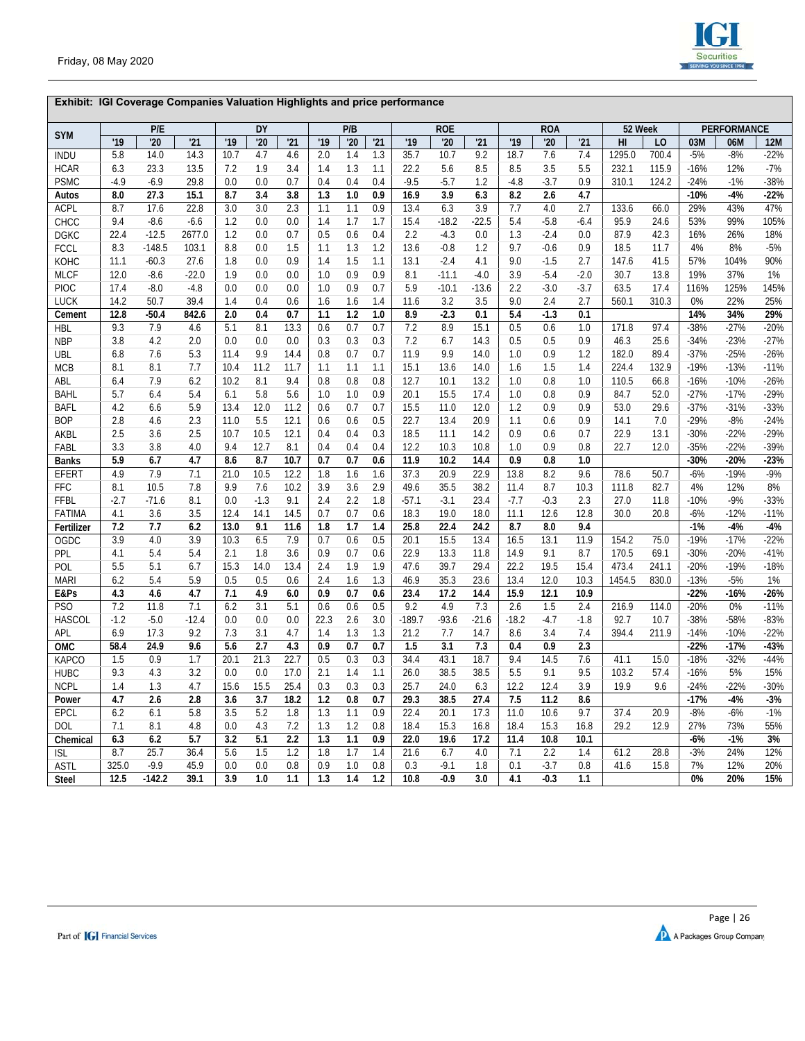**Exhibit: IGI Coverage Companies Valuation Highlights and price performance**

| SYM | P/E | | | DY | | | P/B | | | ROE | | | ROA | | | 52 Week | | PERFORMANCE | | |
|---|---|---|---|---|---|---|---|---|---|---|---|---|---|---|---|---|---|---|---|---|
| | '19 | '20 | '21 | '19 | '20 | '21 | '19 | '20 | '21 | '19 | '20 | '21 | '19 | '20 | '21 | HI | LO | 03M | 06M | 12M |
| INDU | 5.8 | 14.0 | 14.3 | 10.7 | 4.7 | 4.6 | 2.0 | 1.4 | 1.3 | 35.7 | 10.7 | 9.2 | 18.7 | 7.6 | 7.4 | 1295.0 | 700.4 | -5% | -8% | -22% |
| HCAR | 6.3 | 23.3 | 13.5 | 7.2 | 1.9 | 3.4 | 1.4 | 1.3 | 1.1 | 22.2 | 5.6 | 8.5 | 8.5 | 3.5 | 5.5 | 232.1 | 115.9 | -16% | 12% | -7% |
| PSMC | -4.9 | -6.9 | 29.8 | 0.0 | 0.0 | 0.7 | 0.4 | 0.4 | 0.4 | -9.5 | -5.7 | 1.2 | -4.8 | -3.7 | 0.9 | 310.1 | 124.2 | -24% | -1% | -38% |
| **Autos** | **8.0** | **27.3** | **15.1** | **8.7** | **3.4** | **3.8** | **1.3** | **1.0** | **0.9** | **16.9** | **3.9** | **6.3** | **8.2** | **2.6** | **4.7** | | | **-10%** | **-4%** | **-22%** |
| ACPL | 8.7 | 17.6 | 22.8 | 3.0 | 3.0 | 2.3 | 1.1 | 1.1 | 0.9 | 13.4 | 6.3 | 3.9 | 7.7 | 4.0 | 2.7 | 133.6 | 66.0 | 29% | 43% | 47% |
| CHCC | 9.4 | -8.6 | -6.6 | 1.2 | 0.0 | 0.0 | 1.4 | 1.7 | 1.7 | 15.4 | -18.2 | -22.5 | 5.4 | -5.8 | -6.4 | 95.9 | 24.6 | 53% | 99% | 105% |
| DGKC | 22.4 | -12.5 | 2677.0 | 1.2 | 0.0 | 0.7 | 0.5 | 0.6 | 0.4 | 2.2 | -4.3 | 0.0 | 1.3 | -2.4 | 0.0 | 87.9 | 42.3 | 16% | 26% | 18% |
| FCCL | 8.3 | -148.5 | 103.1 | 8.8 | 0.0 | 1.5 | 1.1 | 1.3 | 1.2 | 13.6 | -0.8 | 1.2 | 9.7 | -0.6 | 0.9 | 18.5 | 11.7 | 4% | 8% | -5% |
| KOHC | 11.1 | -60.3 | 27.6 | 1.8 | 0.0 | 0.9 | 1.4 | 1.5 | 1.1 | 13.1 | -2.4 | 4.1 | 9.0 | -1.5 | 2.7 | 147.6 | 41.5 | 57% | 104% | 90% |
| MLCF | 12.0 | -8.6 | -22.0 | 1.9 | 0.0 | 0.0 | 1.0 | 0.9 | 0.9 | 8.1 | -11.1 | -4.0 | 3.9 | -5.4 | -2.0 | 30.7 | 13.8 | 19% | 37% | 1% |
| PIOC | 17.4 | -8.0 | -4.8 | 0.0 | 0.0 | 0.0 | 1.0 | 0.9 | 0.7 | 5.9 | -10.1 | -13.6 | 2.2 | -3.0 | -3.7 | 63.5 | 17.4 | 116% | 125% | 145% |
| LUCK | 14.2 | 50.7 | 39.4 | 1.4 | 0.4 | 0.6 | 1.6 | 1.6 | 1.4 | 11.6 | 3.2 | 3.5 | 9.0 | 2.4 | 2.7 | 560.1 | 310.3 | 0% | 22% | 25% |
| **Cement** | **12.8** | **-50.4** | **842.6** | **2.0** | **0.4** | **0.7** | **1.1** | **1.2** | **1.0** | **8.9** | **-2.3** | **0.1** | **5.4** | **-1.3** | **0.1** | | | **14%** | **34%** | **29%** |
| HBL | 9.3 | 7.9 | 4.6 | 5.1 | 8.1 | 13.3 | 0.6 | 0.7 | 0.7 | 7.2 | 8.9 | 15.1 | 0.5 | 0.6 | 1.0 | 171.8 | 97.4 | -38% | -27% | -20% |
| NBP | 3.8 | 4.2 | 2.0 | 0.0 | 0.0 | 0.0 | 0.3 | 0.3 | 0.3 | 7.2 | 6.7 | 14.3 | 0.5 | 0.5 | 0.9 | 46.3 | 25.6 | -34% | -23% | -27% |
| UBL | 6.8 | 7.6 | 5.3 | 11.4 | 9.9 | 14.4 | 0.8 | 0.7 | 0.7 | 11.9 | 9.9 | 14.0 | 1.0 | 0.9 | 1.2 | 182.0 | 89.4 | -37% | -25% | -26% |
| MCB | 8.1 | 8.1 | 7.7 | 10.4 | 11.2 | 11.7 | 1.1 | 1.1 | 1.1 | 15.1 | 13.6 | 14.0 | 1.6 | 1.5 | 1.4 | 224.4 | 132.9 | -19% | -13% | -11% |
| ABL | 6.4 | 7.9 | 6.2 | 10.2 | 8.1 | 9.4 | 0.8 | 0.8 | 0.8 | 12.7 | 10.1 | 13.2 | 1.0 | 0.8 | 1.0 | 110.5 | 66.8 | -16% | -10% | -26% |
| BAHL | 5.7 | 6.4 | 5.4 | 6.1 | 5.8 | 5.6 | 1.0 | 1.0 | 0.9 | 20.1 | 15.5 | 17.4 | 1.0 | 0.8 | 0.9 | 84.7 | 52.0 | -27% | -17% | -29% |
| BAFL | 4.2 | 6.6 | 5.9 | 13.4 | 12.0 | 11.2 | 0.6 | 0.7 | 0.7 | 15.5 | 11.0 | 12.0 | 1.2 | 0.9 | 0.9 | 53.0 | 29.6 | -37% | -31% | -33% |
| BOP | 2.8 | 4.6 | 2.3 | 11.0 | 5.5 | 12.1 | 0.6 | 0.6 | 0.5 | 22.7 | 13.4 | 20.9 | 1.1 | 0.6 | 0.9 | 14.1 | 7.0 | -29% | -8% | -24% |
| AKBL | 2.5 | 3.6 | 2.5 | 10.7 | 10.5 | 12.1 | 0.4 | 0.4 | 0.3 | 18.5 | 11.1 | 14.2 | 0.9 | 0.6 | 0.7 | 22.9 | 13.1 | -30% | -22% | -29% |
| FABL | 3.3 | 3.8 | 4.0 | 9.4 | 12.7 | 8.1 | 0.4 | 0.4 | 0.4 | 12.2 | 10.3 | 10.8 | 1.0 | 0.9 | 0.8 | 22.7 | 12.0 | -35% | -22% | -39% |
| **Banks** | **5.9** | **6.7** | **4.7** | **8.6** | **8.7** | **10.7** | **0.7** | **0.7** | **0.6** | **11.9** | **10.2** | **14.4** | **0.9** | **0.8** | **1.0** | | | **-30%** | **-20%** | **-23%** |
| EFERT | 4.9 | 7.9 | 7.1 | 21.0 | 10.5 | 12.2 | 1.8 | 1.6 | 1.6 | 37.3 | 20.9 | 22.9 | 13.8 | 8.2 | 9.6 | 78.6 | 50.7 | -6% | -19% | -9% |
| FFC | 8.1 | 10.5 | 7.8 | 9.9 | 7.6 | 10.2 | 3.9 | 3.6 | 2.9 | 49.6 | 35.5 | 38.2 | 11.4 | 8.7 | 10.3 | 111.8 | 82.7 | 4% | 12% | 8% |
| FFBL | -2.7 | -71.6 | 8.1 | 0.0 | -1.3 | 9.1 | 2.4 | 2.2 | 1.8 | -57.1 | -3.1 | 23.4 | -7.7 | -0.3 | 2.3 | 27.0 | 11.8 | -10% | -9% | -33% |
| FATIMA | 4.1 | 3.6 | 3.5 | 12.4 | 14.1 | 14.5 | 0.7 | 0.7 | 0.6 | 18.3 | 19.0 | 18.0 | 11.1 | 12.6 | 12.8 | 30.0 | 20.8 | -6% | -12% | -11% |
| **Fertilizer** | **7.2** | **7.7** | **6.2** | **13.0** | **9.1** | **11.6** | **1.8** | **1.7** | **1.4** | **25.8** | **22.4** | **24.2** | **8.7** | **8.0** | **9.4** | | | **-1%** | **-4%** | **-4%** |
| OGDC | 3.9 | 4.0 | 3.9 | 10.3 | 6.5 | 7.9 | 0.7 | 0.6 | 0.5 | 20.1 | 15.5 | 13.4 | 16.5 | 13.1 | 11.9 | 154.2 | 75.0 | -19% | -17% | -22% |
| PPL | 4.1 | 5.4 | 5.4 | 2.1 | 1.8 | 3.6 | 0.9 | 0.7 | 0.6 | 22.9 | 13.3 | 11.8 | 14.9 | 9.1 | 8.7 | 170.5 | 69.1 | -30% | -20% | -41% |
| POL | 5.5 | 5.1 | 6.7 | 15.3 | 14.0 | 13.4 | 2.4 | 1.9 | 1.9 | 47.6 | 39.7 | 29.4 | 22.2 | 19.5 | 15.4 | 473.4 | 241.1 | -20% | -19% | -18% |
| MARI | 6.2 | 5.4 | 5.9 | 0.5 | 0.5 | 0.6 | 2.4 | 1.6 | 1.3 | 46.9 | 35.3 | 23.6 | 13.4 | 12.0 | 10.3 | 1454.5 | 830.0 | -13% | -5% | 1% |
| **E&Ps** | **4.3** | **4.6** | **4.7** | **7.1** | **4.9** | **6.0** | **0.9** | **0.7** | **0.6** | **23.4** | **17.2** | **14.4** | **15.9** | **12.1** | **10.9** | | | **-22%** | **-16%** | **-26%** |
| PSO | 7.2 | 11.8 | 7.1 | 6.2 | 3.1 | 5.1 | 0.6 | 0.6 | 0.5 | 9.2 | 4.9 | 7.3 | 2.6 | 1.5 | 2.4 | 216.9 | 114.0 | -20% | 0% | -11% |
| HASCOL | -1.2 | -5.0 | -12.4 | 0.0 | 0.0 | 0.0 | 22.3 | 2.6 | 3.0 | -189.7 | -93.6 | -21.6 | -18.2 | -4.7 | -1.8 | 92.7 | 10.7 | -38% | -58% | -83% |
| APL | 6.9 | 17.3 | 9.2 | 7.3 | 3.1 | 4.7 | 1.4 | 1.3 | 1.3 | 21.2 | 7.7 | 14.7 | 8.6 | 3.4 | 7.4 | 394.4 | 211.9 | -14% | -10% | -22% |
| **OMC** | **58.4** | **24.9** | **9.6** | **5.6** | **2.7** | **4.3** | **0.9** | **0.7** | **0.7** | **1.5** | **3.1** | **7.3** | **0.4** | **0.9** | **2.3** | | | **-22%** | **-17%** | **-43%** |
| KAPCO | 1.5 | 0.9 | 1.7 | 20.1 | 21.3 | 22.7 | 0.5 | 0.3 | 0.3 | 34.4 | 43.1 | 18.7 | 9.4 | 14.5 | 7.6 | 41.1 | 15.0 | -18% | -32% | -44% |
| HUBC | 9.3 | 4.3 | 3.2 | 0.0 | 0.0 | 17.0 | 2.1 | 1.4 | 1.1 | 26.0 | 38.5 | 38.5 | 5.5 | 9.1 | 9.5 | 103.2 | 57.4 | -16% | 5% | 15% |
| NCPL | 1.4 | 1.3 | 4.7 | 15.6 | 15.5 | 25.4 | 0.3 | 0.3 | 0.3 | 25.7 | 24.0 | 6.3 | 12.2 | 12.4 | 3.9 | 19.9 | 9.6 | -24% | -22% | -30% |
| **Power** | **4.7** | **2.6** | **2.8** | **3.6** | **3.7** | **18.2** | **1.2** | **0.8** | **0.7** | **29.3** | **38.5** | **27.4** | **7.5** | **11.2** | **8.6** | | | **-17%** | **-4%** | **-3%** |
| EPCL | 6.2 | 6.1 | 5.8 | 3.5 | 5.2 | 1.8 | 1.3 | 1.1 | 0.9 | 22.4 | 20.1 | 17.3 | 11.0 | 10.6 | 9.7 | 37.4 | 20.9 | -8% | -6% | -1% |
| DOL | 7.1 | 8.1 | 4.8 | 0.0 | 4.3 | 7.2 | 1.3 | 1.2 | 0.8 | 18.4 | 15.3 | 16.8 | 18.4 | 15.3 | 16.8 | 29.2 | 12.9 | 27% | 73% | 55% |
| **Chemical** | **6.3** | **6.2** | **5.7** | **3.2** | **5.1** | **2.2** | **1.3** | **1.1** | **0.9** | **22.0** | **19.6** | **17.2** | **11.4** | **10.8** | **10.1** | | | **-6%** | **-1%** | **3%** |
| ISL | 8.7 | 25.7 | 36.4 | 5.6 | 1.5 | 1.2 | 1.8 | 1.7 | 1.4 | 21.6 | 6.7 | 4.0 | 7.1 | 2.2 | 1.4 | 61.2 | 28.8 | -3% | 24% | 12% |
| ASTL | 325.0 | -9.9 | 45.9 | 0.0 | 0.0 | 0.8 | 0.9 | 1.0 | 0.8 | 0.3 | -9.1 | 1.8 | 0.1 | -3.7 | 0.8 | 41.6 | 15.8 | 7% | 12% | 20% |
| **Steel** | **12.5** | **-142.2** | **39.1** | **3.9** | **1.0** | **1.1** | **1.3** | **1.4** | **1.2** | **10.8** | **-0.9** | **3.0** | **4.1** | **-0.3** | **1.1** | | | **0%** | **20%** | **15%** |